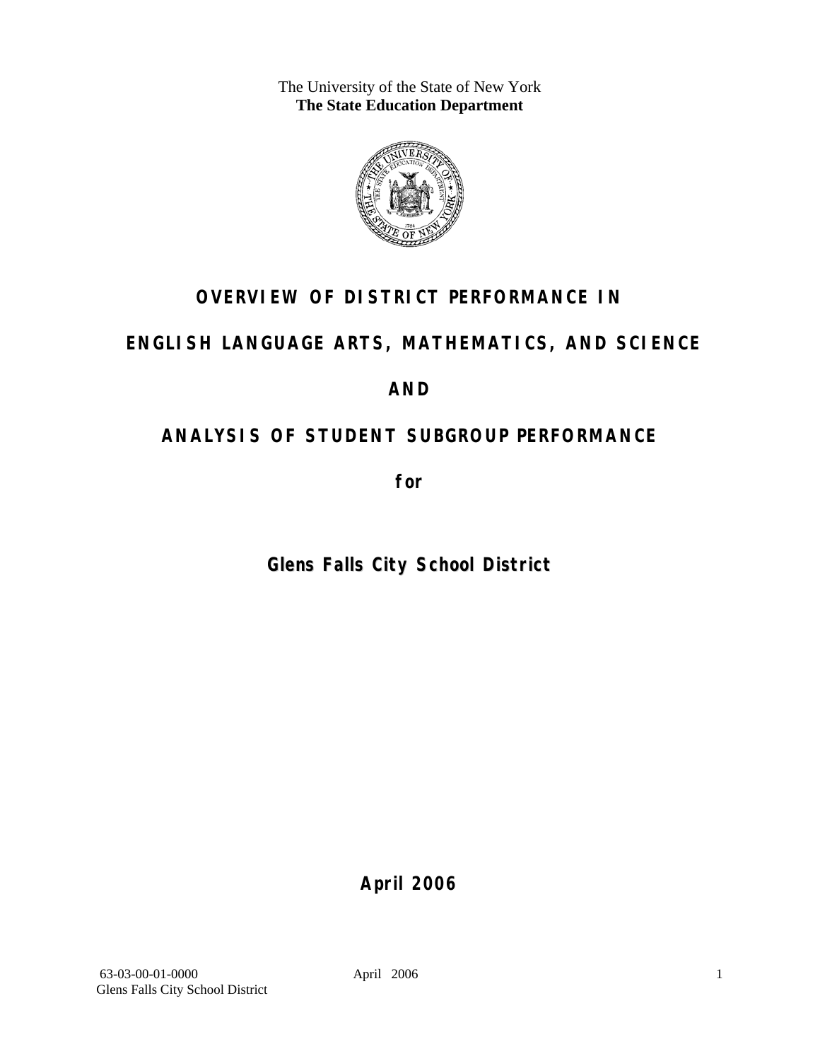The University of the State of New York
**The State Education Department**

# OVERVIEW OF DISTRICT PERFORMANCE IN

# ENGLISH LANGUAGE ARTS, MATHEMATICS, AND SCIENCE

# AND

# ANALYSIS OF STUDENT SUBGROUP PERFORMANCE

**for**

**Glens Falls City School District**

**April 2006**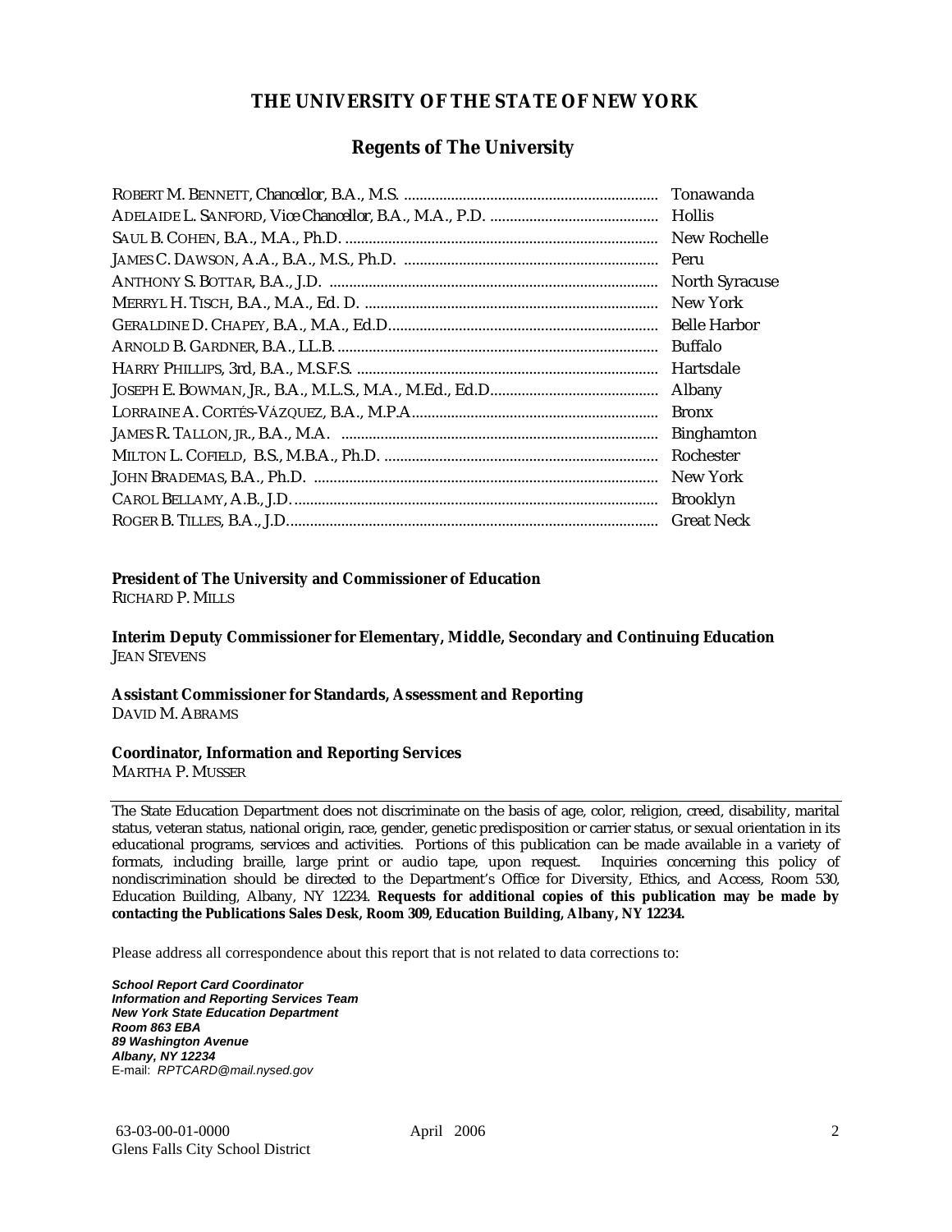# THE UNIVERSITY OF THE STATE OF NEW YORK

## Regents of The University

| | |
|---|---|
| ROBERT M. BENNETT, *Chancellor*, B.A., M.S. | Tonawanda |
| ADELAIDE L. SANFORD, *Vice Chancellor*, B.A., M.A., P.D. | Hollis |
| SAUL B. COHEN, B.A., M.A., Ph.D. | New Rochelle |
| JAMES C. DAWSON, A.A., B.A., M.S., Ph.D. | Peru |
| ANTHONY S. BOTTAR, B.A., J.D. | North Syracuse |
| MERRYL H. TISCH, B.A., M.A., Ed. D. | New York |
| GERALDINE D. CHAPEY, B.A., M.A., Ed.D. | Belle Harbor |
| ARNOLD B. GARDNER, B.A., LL.B. | Buffalo |
| HARRY PHILLIPS, 3rd, B.A., M.S.F.S. | Hartsdale |
| JOSEPH E. BOWMAN, JR., B.A., M.L.S., M.A., M.Ed., Ed.D. | Albany |
| LORRAINE A. CORTÉS-VÁZQUEZ, B.A., M.P.A. | Bronx |
| JAMES R. TALLON, JR., B.A., M.A. | Binghamton |
| MILTON L. COFIELD, B.S., M.B.A., Ph.D. | Rochester |
| JOHN BRADEMAS, B.A., Ph.D. | New York |
| CAROL BELLAMY, A.B., J.D. | Brooklyn |
| ROGER B. TILLES, B.A., J.D. | Great Neck |

**President of The University and Commissioner of Education**
RICHARD P. MILLS

**Interim Deputy Commissioner for Elementary, Middle, Secondary and Continuing Education**
JEAN STEVENS

**Assistant Commissioner for Standards, Assessment and Reporting**
DAVID M. ABRAMS

**Coordinator, Information and Reporting Services**
MARTHA P. MUSSER

---

The State Education Department does not discriminate on the basis of age, color, religion, creed, disability, marital status, veteran status, national origin, race, gender, genetic predisposition or carrier status, or sexual orientation in its educational programs, services and activities. Portions of this publication can be made available in a variety of formats, including braille, large print or audio tape, upon request. Inquiries concerning this policy of nondiscrimination should be directed to the Department's Office for Diversity, Ethics, and Access, Room 530, Education Building, Albany, NY 12234. **Requests for additional copies of this publication may be made by contacting the Publications Sales Desk, Room 309, Education Building, Albany, NY 12234.**

Please address all correspondence about this report that is not related to data corrections to:

***School Report Card Coordinator***
***Information and Reporting Services Team***
***New York State Education Department***
***Room 863 EBA***
***89 Washington Avenue***
***Albany, NY 12234***
E-mail: *RPTCARD@mail.nysed.gov*

63-03-00-01-0000 April 2006
Glens Falls City School District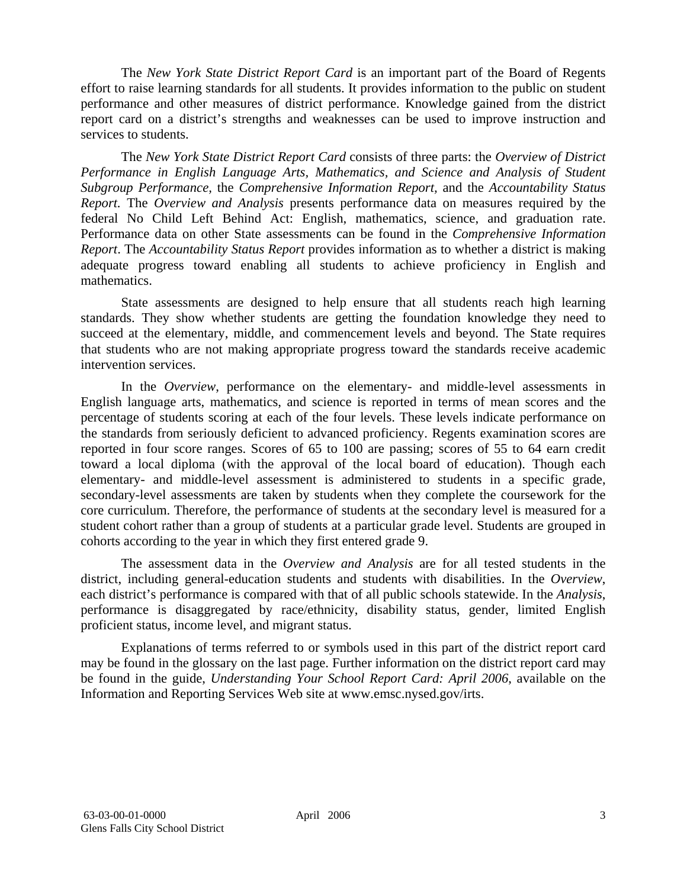The *New York State District Report Card* is an important part of the Board of Regents effort to raise learning standards for all students. It provides information to the public on student performance and other measures of district performance. Knowledge gained from the district report card on a district's strengths and weaknesses can be used to improve instruction and services to students.

The *New York State District Report Card* consists of three parts: the *Overview of District Performance in English Language Arts, Mathematics, and Science and Analysis of Student Subgroup Performance,* the *Comprehensive Information Report,* and the *Accountability Status Report.* The *Overview and Analysis* presents performance data on measures required by the federal No Child Left Behind Act: English, mathematics, science, and graduation rate. Performance data on other State assessments can be found in the *Comprehensive Information Report*. The *Accountability Status Report* provides information as to whether a district is making adequate progress toward enabling all students to achieve proficiency in English and mathematics.

State assessments are designed to help ensure that all students reach high learning standards. They show whether students are getting the foundation knowledge they need to succeed at the elementary, middle, and commencement levels and beyond. The State requires that students who are not making appropriate progress toward the standards receive academic intervention services.

In the *Overview*, performance on the elementary- and middle-level assessments in English language arts, mathematics, and science is reported in terms of mean scores and the percentage of students scoring at each of the four levels. These levels indicate performance on the standards from seriously deficient to advanced proficiency. Regents examination scores are reported in four score ranges. Scores of 65 to 100 are passing; scores of 55 to 64 earn credit toward a local diploma (with the approval of the local board of education). Though each elementary- and middle-level assessment is administered to students in a specific grade, secondary-level assessments are taken by students when they complete the coursework for the core curriculum. Therefore, the performance of students at the secondary level is measured for a student cohort rather than a group of students at a particular grade level. Students are grouped in cohorts according to the year in which they first entered grade 9.

The assessment data in the *Overview and Analysis* are for all tested students in the district, including general-education students and students with disabilities. In the *Overview*, each district's performance is compared with that of all public schools statewide. In the *Analysis*, performance is disaggregated by race/ethnicity, disability status, gender, limited English proficient status, income level, and migrant status.

Explanations of terms referred to or symbols used in this part of the district report card may be found in the glossary on the last page. Further information on the district report card may be found in the guide, *Understanding Your School Report Card: April 2006*, available on the Information and Reporting Services Web site at www.emsc.nysed.gov/irts.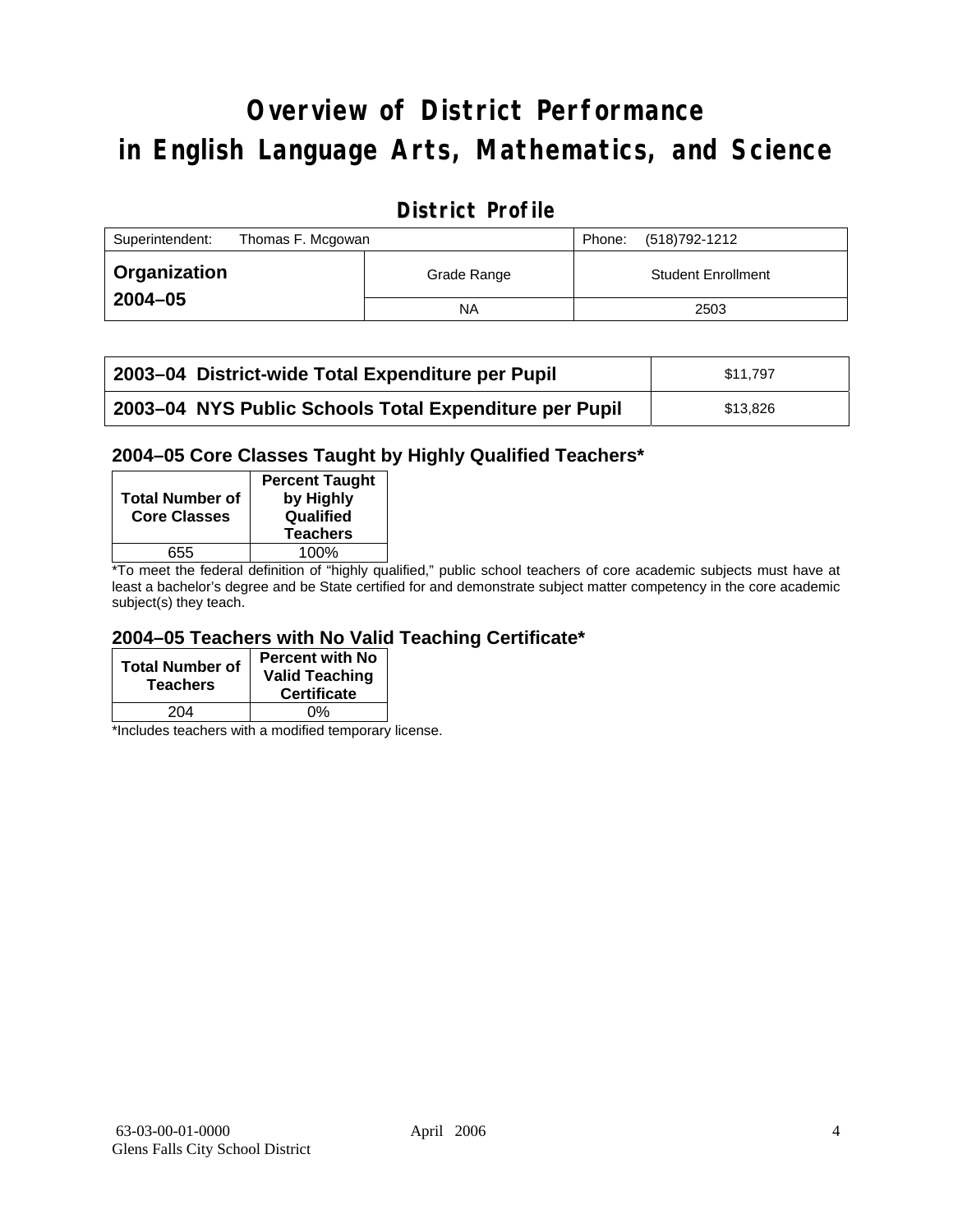# Overview of District Performance in English Language Arts, Mathematics, and Science

## District Profile

| Superintendent: Thomas F. Mcgowan | | Phone: (518)792-1212 |
|---|---|---|
| **Organization 2004–05** | Grade Range | Student Enrollment |
| | NA | 2503 |

| | |
|---|---|
| **2003–04 District-wide Total Expenditure per Pupil** | $11,797 |
| **2003–04 NYS Public Schools Total Expenditure per Pupil** | $13,826 |

### 2004–05 Core Classes Taught by Highly Qualified Teachers*

| Total Number of Core Classes | Percent Taught by Highly Qualified Teachers |
|---|---|
| 655 | 100% |

*To meet the federal definition of "highly qualified," public school teachers of core academic subjects must have at least a bachelor's degree and be State certified for and demonstrate subject matter competency in the core academic subject(s) they teach.

### 2004–05 Teachers with No Valid Teaching Certificate*

| Total Number of Teachers | Percent with No Valid Teaching Certificate |
|---|---|
| 204 | 0% |

*Includes teachers with a modified temporary license.

63-03-00-01-0000
Glens Falls City School District
April 2006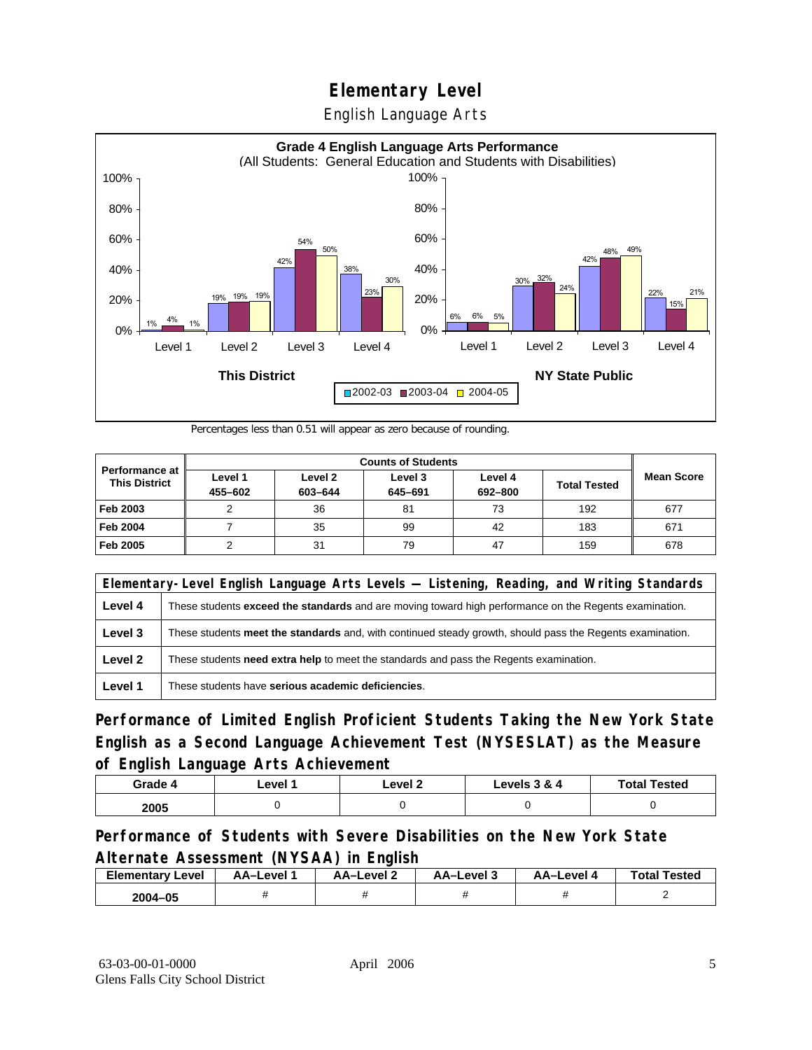# Elementary Level

## English Language Arts

**Grade 4 English Language Arts Performance**
(All Students: General Education and Students with Disabilities)

| | This District 2002-03 | This District 2003-04 | This District 2004-05 | NY State Public 2002-03 | NY State Public 2003-04 | NY State Public 2004-05 |
|---|---|---|---|---|---|---|
| Level 1 | 1% | 4% | 1% | 6% | 6% | 5% |
| Level 2 | 19% | 19% | 19% | 30% | 32% | 24% |
| Level 3 | 42% | 54% | 50% | 42% | 48% | 49% |
| Level 4 | 38% | 23% | 30% | 22% | 15% | 21% |

Percentages less than 0.51 will appear as zero because of rounding.

| Performance at This District | Counts of Students | | | | | Mean Score |
|---|---|---|---|---|---|---|
| | Level 1 455–602 | Level 2 603–644 | Level 3 645–691 | Level 4 692–800 | Total Tested | |
| Feb 2003 | 2 | 36 | 81 | 73 | 192 | 677 |
| Feb 2004 | 7 | 35 | 99 | 42 | 183 | 671 |
| Feb 2005 | 2 | 31 | 79 | 47 | 159 | 678 |

| Elementary-Level English Language Arts Levels — Listening, Reading, and Writing Standards | |
|---|---|
| Level 4 | These students **exceed the standards** and are moving toward high performance on the Regents examination. |
| Level 3 | These students **meet the standards** and, with continued steady growth, should pass the Regents examination. |
| Level 2 | These students **need extra help** to meet the standards and pass the Regents examination. |
| Level 1 | These students have **serious academic deficiencies**. |

### Performance of Limited English Proficient Students Taking the New York State English as a Second Language Achievement Test (NYSESLAT) as the Measure of English Language Arts Achievement

| Grade 4 | Level 1 | Level 2 | Levels 3 & 4 | Total Tested |
|---|---|---|---|---|
| 2005 | 0 | 0 | 0 | 0 |

### Performance of Students with Severe Disabilities on the New York State Alternate Assessment (NYSAA) in English

| Elementary Level | AA–Level 1 | AA–Level 2 | AA–Level 3 | AA–Level 4 | Total Tested |
|---|---|---|---|---|---|
| 2004–05 | # | # | # | # | 2 |

63-03-00-01-0000
Glens Falls City School District

April 2006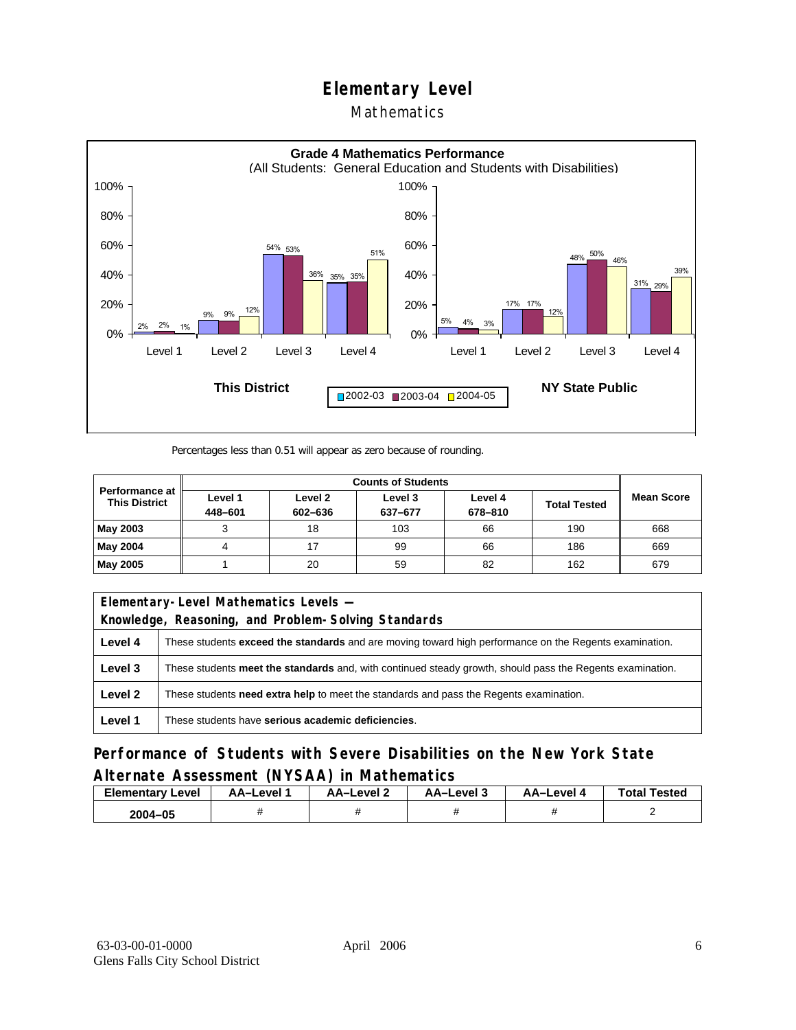# Elementary Level

## Mathematics

**Grade 4 Mathematics Performance**
(All Students: General Education and Students with Disabilities)

| | This District 2002-03 | This District 2003-04 | This District 2004-05 | NY State Public 2002-03 | NY State Public 2003-04 | NY State Public 2004-05 |
|---|---|---|---|---|---|---|
| Level 1 | 2% | 2% | 1% | 5% | 4% | 3% |
| Level 2 | 9% | 9% | 12% | 17% | 17% | 12% |
| Level 3 | 54% | 53% | 36% | 48% | 50% | 46% |
| Level 4 | 35% | 35% | 51% | 31% | 29% | 39% |

Percentages less than 0.51 will appear as zero because of rounding.

| Performance at This District | Counts of Students | | | | | Mean Score |
|---|---|---|---|---|---|---|
| | Level 1 448–601 | Level 2 602–636 | Level 3 637–677 | Level 4 678–810 | Total Tested | |
| **May 2003** | 3 | 18 | 103 | 66 | 190 | 668 |
| **May 2004** | 4 | 17 | 99 | 66 | 186 | 669 |
| **May 2005** | 1 | 20 | 59 | 82 | 162 | 679 |

| Elementary-Level Mathematics Levels — Knowledge, Reasoning, and Problem-Solving Standards | |
|---|---|
| **Level 4** | These students **exceed the standards** and are moving toward high performance on the Regents examination. |
| **Level 3** | These students **meet the standards** and, with continued steady growth, should pass the Regents examination. |
| **Level 2** | These students **need extra help** to meet the standards and pass the Regents examination. |
| **Level 1** | These students have **serious academic deficiencies**. |

### Performance of Students with Severe Disabilities on the New York State Alternate Assessment (NYSAA) in Mathematics

| Elementary Level | AA–Level 1 | AA–Level 2 | AA–Level 3 | AA–Level 4 | Total Tested |
|---|---|---|---|---|---|
| 2004–05 | # | # | # | # | 2 |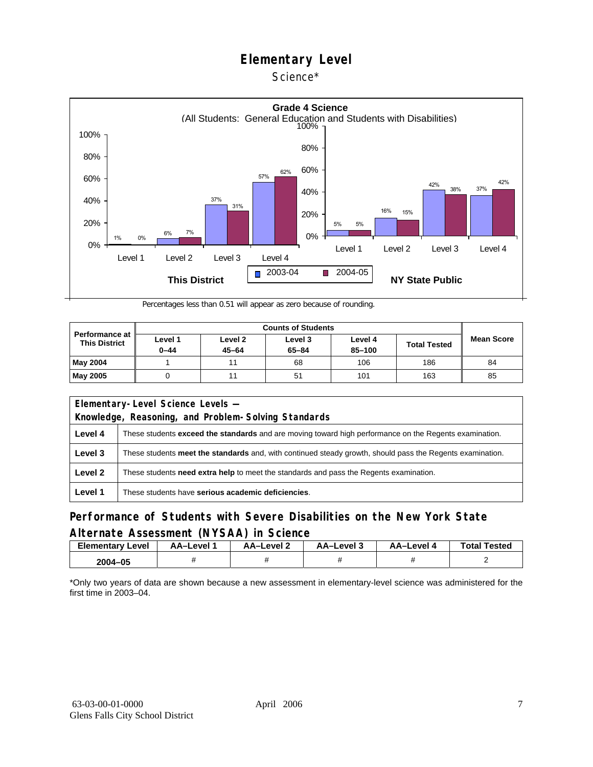# Elementary Level

Science*

**Grade 4 Science**
(All Students: General Education and Students with Disabilities)

**This District**

| | 2003-04 | 2004-05 |
|---|---|---|
| Level 1 | 1% | 0% |
| Level 2 | 6% | 7% |
| Level 3 | 37% | 31% |
| Level 4 | 57% | 62% |

**NY State Public**

| | 2003-04 | 2004-05 |
|---|---|---|
| Level 1 | 5% | 5% |
| Level 2 | 16% | 15% |
| Level 3 | 42% | 38% |
| Level 4 | 37% | 42% |

Percentages less than 0.51 will appear as zero because of rounding.

| Performance at This District | Counts of Students | | | | | Mean Score |
|---|---|---|---|---|---|---|
| | Level 1 0–44 | Level 2 45–64 | Level 3 65–84 | Level 4 85–100 | Total Tested | |
| May 2004 | 1 | 11 | 68 | 106 | 186 | 84 |
| May 2005 | 0 | 11 | 51 | 101 | 163 | 85 |

| Elementary-Level Science Levels — Knowledge, Reasoning, and Problem-Solving Standards | |
|---|---|
| Level 4 | These students **exceed the standards** and are moving toward high performance on the Regents examination. |
| Level 3 | These students **meet the standards** and, with continued steady growth, should pass the Regents examination. |
| Level 2 | These students **need extra help** to meet the standards and pass the Regents examination. |
| Level 1 | These students have **serious academic deficiencies**. |

## Performance of Students with Severe Disabilities on the New York State Alternate Assessment (NYSAA) in Science

| Elementary Level | AA–Level 1 | AA–Level 2 | AA–Level 3 | AA–Level 4 | Total Tested |
|---|---|---|---|---|---|
| 2004–05 | # | # | # | # | 2 |

*Only two years of data are shown because a new assessment in elementary-level science was administered for the first time in 2003–04.

63-03-00-01-0000
Glens Falls City School District
April 2006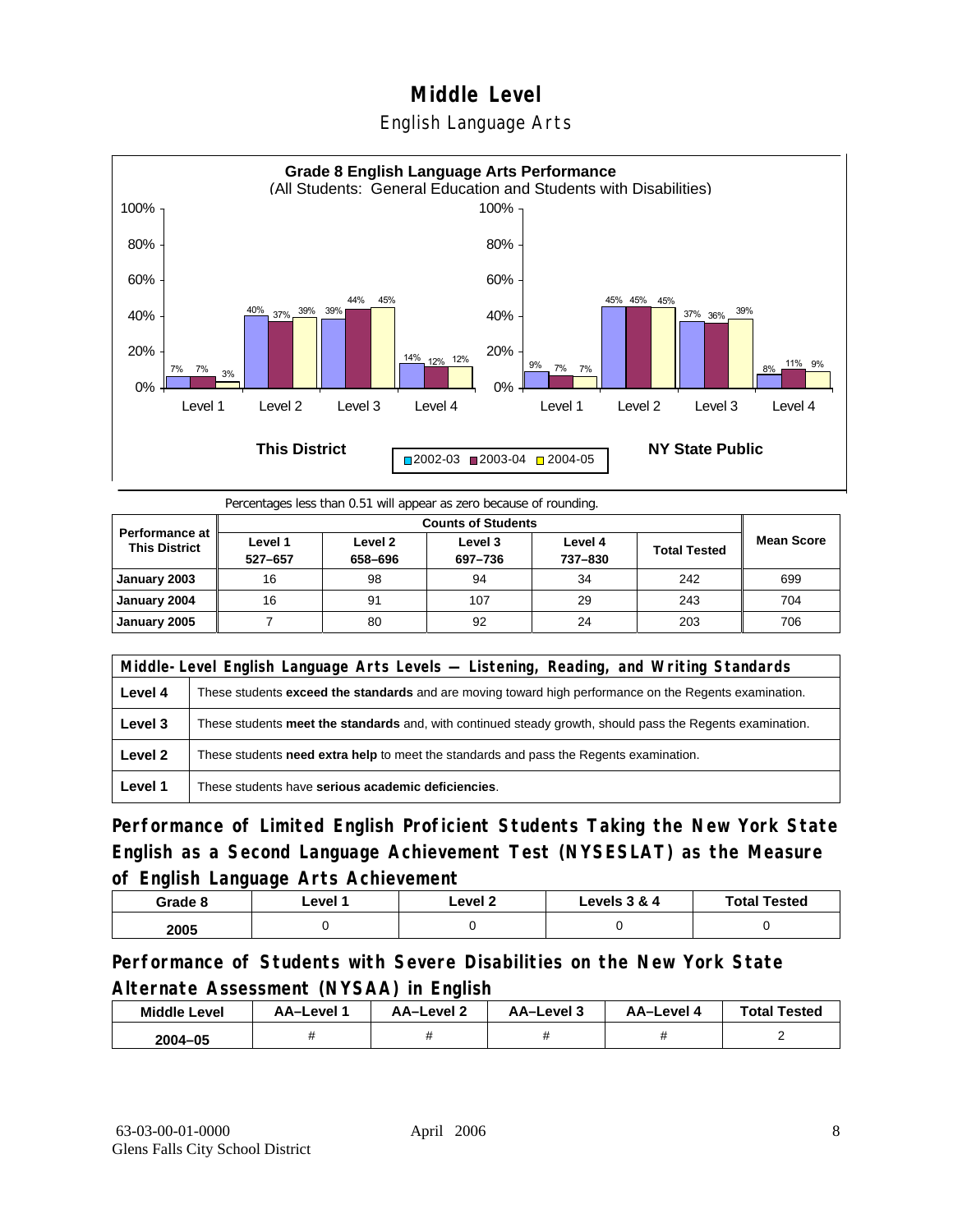# Middle Level

## English Language Arts

**Grade 8 English Language Arts Performance**
(All Students: General Education and Students with Disabilities)

| | This District 2002-03 | This District 2003-04 | This District 2004-05 | NY State Public 2002-03 | NY State Public 2003-04 | NY State Public 2004-05 |
|---|---|---|---|---|---|---|
| Level 1 | 7% | 7% | 3% | 9% | 7% | 7% |
| Level 2 | 40% | 37% | 39% | 45% | 45% | 45% |
| Level 3 | 39% | 44% | 45% | 37% | 36% | 39% |
| Level 4 | 14% | 12% | 12% | 8% | 11% | 9% |

Percentages less than 0.51 will appear as zero because of rounding.

| Performance at This District | Counts of Students | | | | | Mean Score |
|---|---|---|---|---|---|---|
| | Level 1 527–657 | Level 2 658–696 | Level 3 697–736 | Level 4 737–830 | Total Tested | |
| January 2003 | 16 | 98 | 94 | 34 | 242 | 699 |
| January 2004 | 16 | 91 | 107 | 29 | 243 | 704 |
| January 2005 | 7 | 80 | 92 | 24 | 203 | 706 |

| Middle-Level English Language Arts Levels — Listening, Reading, and Writing Standards | |
|---|---|
| Level 4 | These students **exceed the standards** and are moving toward high performance on the Regents examination. |
| Level 3 | These students **meet the standards** and, with continued steady growth, should pass the Regents examination. |
| Level 2 | These students **need extra help** to meet the standards and pass the Regents examination. |
| Level 1 | These students have **serious academic deficiencies**. |

### Performance of Limited English Proficient Students Taking the New York State English as a Second Language Achievement Test (NYSESLAT) as the Measure of English Language Arts Achievement

| Grade 8 | Level 1 | Level 2 | Levels 3 & 4 | Total Tested |
|---|---|---|---|---|
| 2005 | 0 | 0 | 0 | 0 |

### Performance of Students with Severe Disabilities on the New York State Alternate Assessment (NYSAA) in English

| Middle Level | AA–Level 1 | AA–Level 2 | AA–Level 3 | AA–Level 4 | Total Tested |
|---|---|---|---|---|---|
| 2004–05 | # | # | # | # | 2 |

63-03-00-01-0000
Glens Falls City School District

April 2006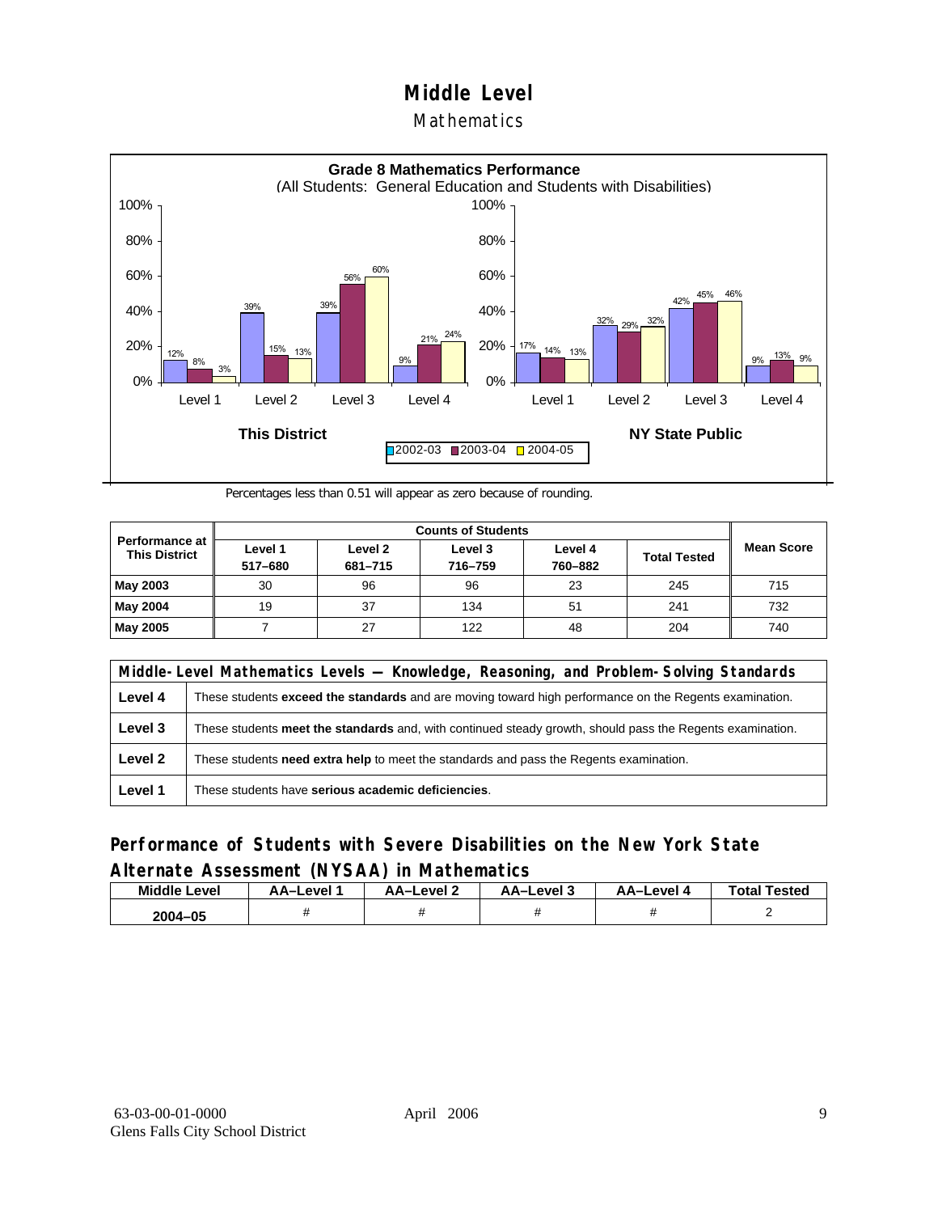# Middle Level

## Mathematics

**Grade 8 Mathematics Performance**
(All Students: General Education and Students with Disabilities)

| | This District 2002-03 | This District 2003-04 | This District 2004-05 | NY State Public 2002-03 | NY State Public 2003-04 | NY State Public 2004-05 |
|---|---|---|---|---|---|---|
| Level 1 | 12% | 8% | 3% | 17% | 14% | 13% |
| Level 2 | 39% | 15% | 13% | 32% | 29% | 32% |
| Level 3 | 39% | 56% | 60% | 42% | 45% | 46% |
| Level 4 | 9% | 21% | 24% | 9% | 13% | 9% |

Percentages less than 0.51 will appear as zero because of rounding.

| Performance at This District | Counts of Students | | | | | Mean Score |
|---|---|---|---|---|---|---|
| | Level 1 517–680 | Level 2 681–715 | Level 3 716–759 | Level 4 760–882 | Total Tested | |
| **May 2003** | 30 | 96 | 96 | 23 | 245 | 715 |
| **May 2004** | 19 | 37 | 134 | 51 | 241 | 732 |
| **May 2005** | 7 | 27 | 122 | 48 | 204 | 740 |

| Middle-Level Mathematics Levels — Knowledge, Reasoning, and Problem-Solving Standards | |
|---|---|
| **Level 4** | These students **exceed the standards** and are moving toward high performance on the Regents examination. |
| **Level 3** | These students **meet the standards** and, with continued steady growth, should pass the Regents examination. |
| **Level 2** | These students **need extra help** to meet the standards and pass the Regents examination. |
| **Level 1** | These students have **serious academic deficiencies**. |

## Performance of Students with Severe Disabilities on the New York State Alternate Assessment (NYSAA) in Mathematics

| Middle Level | AA–Level 1 | AA–Level 2 | AA–Level 3 | AA–Level 4 | Total Tested |
|---|---|---|---|---|---|
| 2004–05 | # | # | # | # | 2 |

63-03-00-01-0000
Glens Falls City School District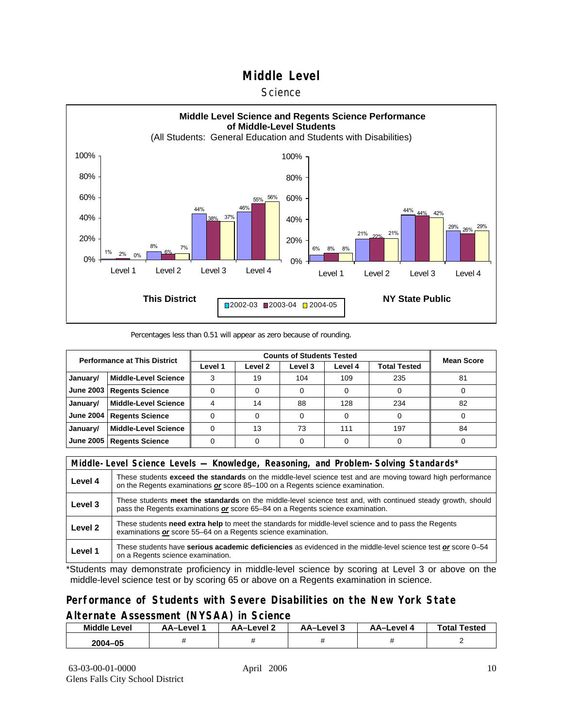# Middle Level

Science

**Middle Level Science and Regents Science Performance of Middle-Level Students**

(All Students: General Education and Students with Disabilities)

**This District**

| | 2002-03 | 2003-04 | 2004-05 |
|---|---|---|---|
| Level 1 | 1% | 2% | 0% |
| Level 2 | 8% | 6% | 7% |
| Level 3 | 44% | 38% | 37% |
| Level 4 | 46% | 55% | 56% |

**NY State Public**

| | 2002-03 | 2003-04 | 2004-05 |
|---|---|---|---|
| Level 1 | 6% | 8% | 8% |
| Level 2 | 21% | 22% | 21% |
| Level 3 | 44% | 44% | 42% |
| Level 4 | 29% | 26% | 29% |

Percentages less than 0.51 will appear as zero because of rounding.

| Performance at This District | | Counts of Students Tested | | | | | Mean Score |
|---|---|---|---|---|---|---|---|
| | | Level 1 | Level 2 | Level 3 | Level 4 | Total Tested | |
| January/ June 2003 | Middle-Level Science | 3 | 19 | 104 | 109 | 235 | 81 |
| | Regents Science | 0 | 0 | 0 | 0 | 0 | 0 |
| January/ June 2004 | Middle-Level Science | 4 | 14 | 88 | 128 | 234 | 82 |
| | Regents Science | 0 | 0 | 0 | 0 | 0 | 0 |
| January/ June 2005 | Middle-Level Science | 0 | 13 | 73 | 111 | 197 | 84 |
| | Regents Science | 0 | 0 | 0 | 0 | 0 | 0 |

| Middle-Level Science Levels — Knowledge, Reasoning, and Problem-Solving Standards* | |
|---|---|
| **Level 4** | These students **exceed the standards** on the middle-level science test and are moving toward high performance on the Regents examinations ***or*** score 85–100 on a Regents science examination. |
| **Level 3** | These students **meet the standards** on the middle-level science test and, with continued steady growth, should pass the Regents examinations ***or*** score 65–84 on a Regents science examination. |
| **Level 2** | These students **need extra help** to meet the standards for middle-level science and to pass the Regents examinations ***or*** score 55–64 on a Regents science examination. |
| **Level 1** | These students have **serious academic deficiencies** as evidenced in the middle-level science test ***or*** score 0–54 on a Regents science examination. |

*Students may demonstrate proficiency in middle-level science by scoring at Level 3 or above on the middle-level science test or by scoring 65 or above on a Regents examination in science.

## Performance of Students with Severe Disabilities on the New York State Alternate Assessment (NYSAA) in Science

| Middle Level | AA–Level 1 | AA–Level 2 | AA–Level 3 | AA–Level 4 | Total Tested |
|---|---|---|---|---|---|
| 2004–05 | # | # | # | # | 2 |

63-03-00-01-0000
Glens Falls City School District

April 2006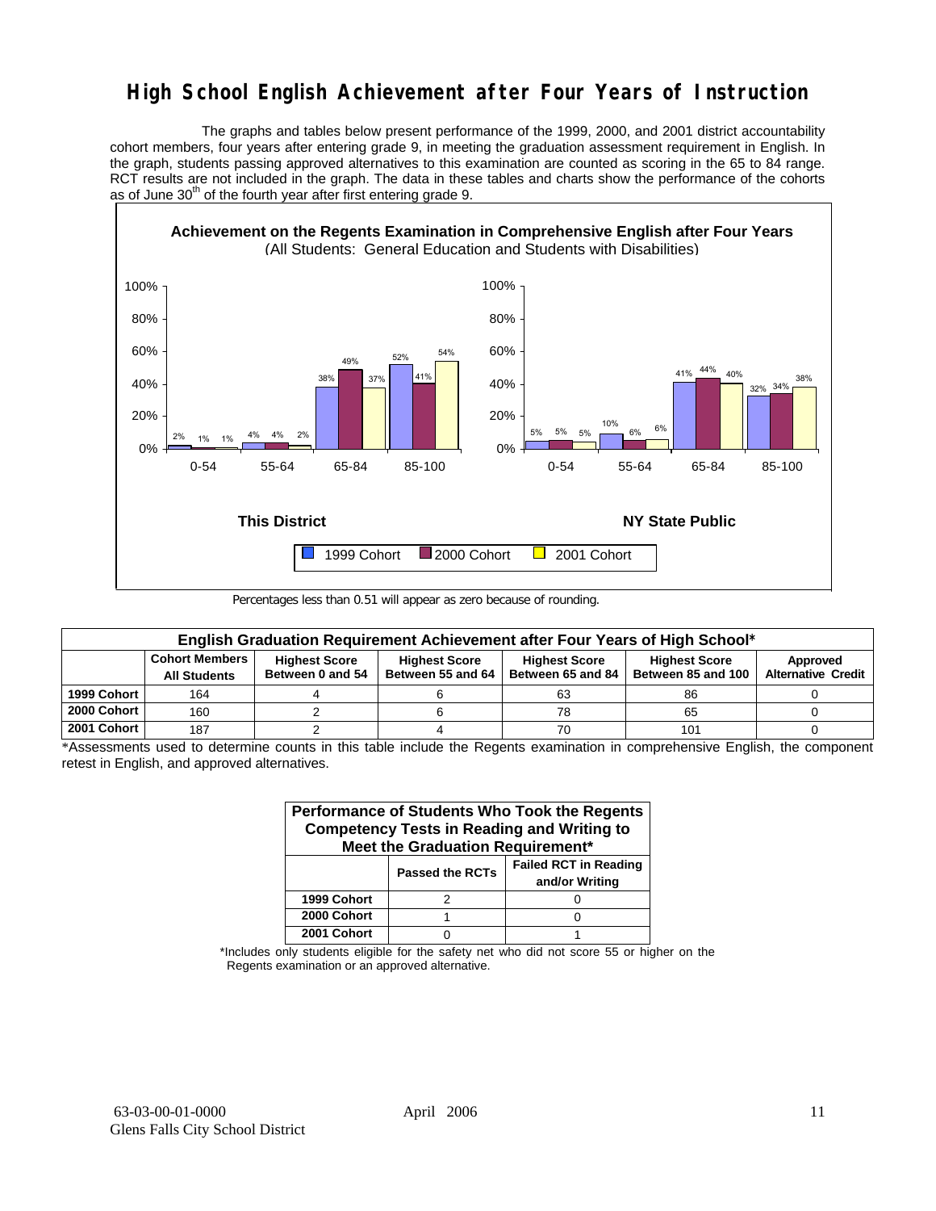# High School English Achievement after Four Years of Instruction

The graphs and tables below present performance of the 1999, 2000, and 2001 district accountability cohort members, four years after entering grade 9, in meeting the graduation assessment requirement in English. In the graph, students passing approved alternatives to this examination are counted as scoring in the 65 to 84 range. RCT results are not included in the graph. The data in these tables and charts show the performance of the cohorts as of June 30th of the fourth year after first entering grade 9.

**Achievement on the Regents Examination in Comprehensive English after Four Years**
(All Students: General Education and Students with Disabilities)

**This District**

| Score | 1999 Cohort | 2000 Cohort | 2001 Cohort |
|---|---|---|---|
| 0-54 | 2% | 1% | 1% |
| 55-64 | 4% | 4% | 2% |
| 65-84 | 38% | 49% | 37% |
| 85-100 | 52% | 41% | 54% |

**NY State Public**

| Score | 1999 Cohort | 2000 Cohort | 2001 Cohort |
|---|---|---|---|
| 0-54 | 5% | 5% | 5% |
| 55-64 | 10% | 6% | 6% |
| 65-84 | 41% | 44% | 40% |
| 85-100 | 32% | 34% | 38% |

Percentages less than 0.51 will appear as zero because of rounding.

**English Graduation Requirement Achievement after Four Years of High School***

| | Cohort Members All Students | Highest Score Between 0 and 54 | Highest Score Between 55 and 64 | Highest Score Between 65 and 84 | Highest Score Between 85 and 100 | Approved Alternative Credit |
|---|---|---|---|---|---|---|
| 1999 Cohort | 164 | 4 | 6 | 63 | 86 | 0 |
| 2000 Cohort | 160 | 2 | 6 | 78 | 65 | 0 |
| 2001 Cohort | 187 | 2 | 4 | 70 | 101 | 0 |

*Assessments used to determine counts in this table include the Regents examination in comprehensive English, the component retest in English, and approved alternatives.

**Performance of Students Who Took the Regents Competency Tests in Reading and Writing to Meet the Graduation Requirement***

| | Passed the RCTs | Failed RCT in Reading and/or Writing |
|---|---|---|
| 1999 Cohort | 2 | 0 |
| 2000 Cohort | 1 | 0 |
| 2001 Cohort | 0 | 1 |

*Includes only students eligible for the safety net who did not score 55 or higher on the Regents examination or an approved alternative.

63-03-00-01-0000
Glens Falls City School District

April 2006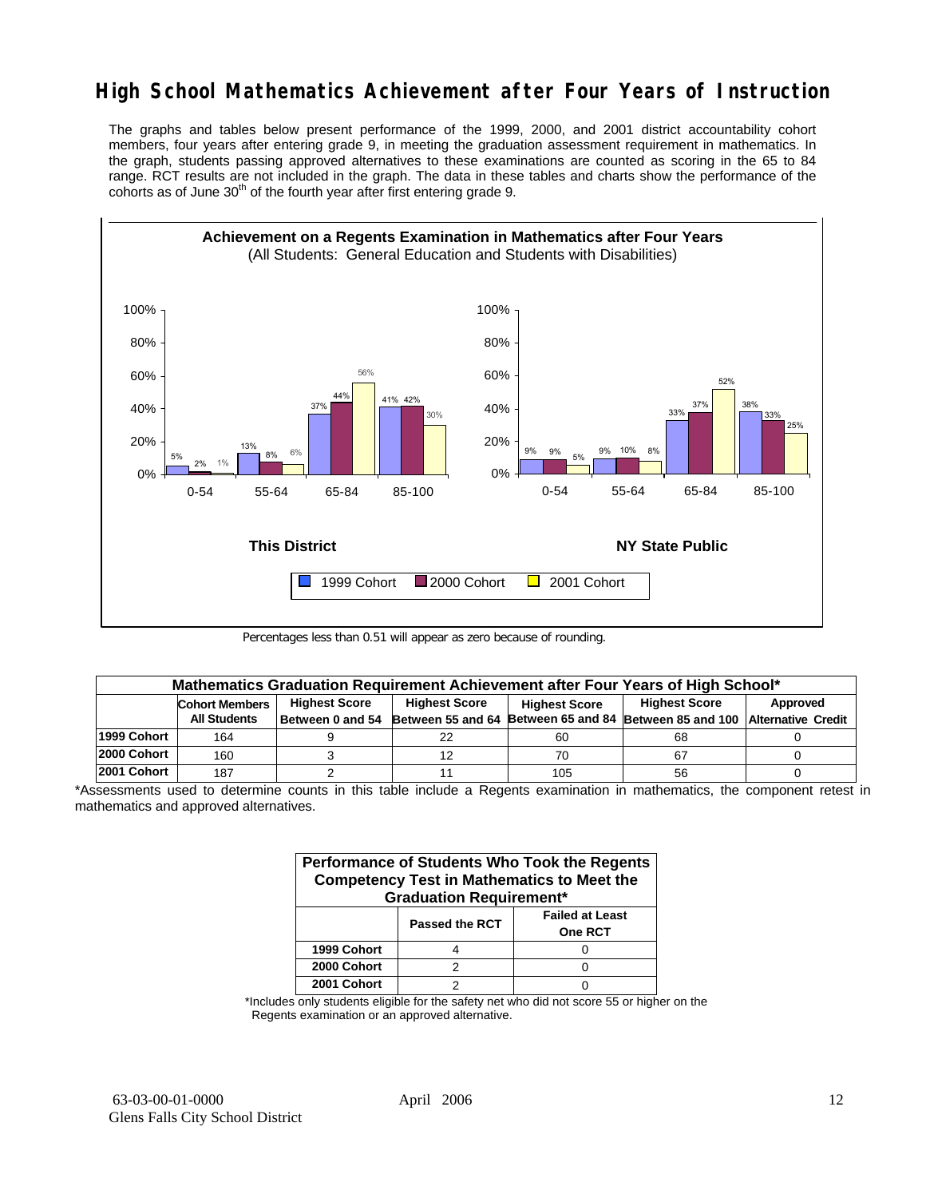# High School Mathematics Achievement after Four Years of Instruction

The graphs and tables below present performance of the 1999, 2000, and 2001 district accountability cohort members, four years after entering grade 9, in meeting the graduation assessment requirement in mathematics. In the graph, students passing approved alternatives to these examinations are counted as scoring in the 65 to 84 range. RCT results are not included in the graph. The data in these tables and charts show the performance of the cohorts as of June 30th of the fourth year after first entering grade 9.

**Achievement on a Regents Examination in Mathematics after Four Years**
(All Students: General Education and Students with Disabilities)

**This District**

| Score Range | 1999 Cohort | 2000 Cohort | 2001 Cohort |
|---|---|---|---|
| 0-54 | 5% | 2% | 1% |
| 55-64 | 13% | 8% | 6% |
| 65-84 | 37% | 44% | 56% |
| 85-100 | 41% | 42% | 30% |

**NY State Public**

| Score Range | 1999 Cohort | 2000 Cohort | 2001 Cohort |
|---|---|---|---|
| 0-54 | 9% | 9% | 5% |
| 55-64 | 9% | 10% | 8% |
| 65-84 | 33% | 37% | 52% |
| 85-100 | 38% | 33% | 25% |

Percentages less than 0.51 will appear as zero because of rounding.

**Mathematics Graduation Requirement Achievement after Four Years of High School***

| | Cohort Members All Students | Highest Score Between 0 and 54 | Highest Score Between 55 and 64 | Highest Score Between 65 and 84 | Highest Score Between 85 and 100 | Approved Alternative Credit |
|---|---|---|---|---|---|---|
| 1999 Cohort | 164 | 9 | 22 | 60 | 68 | 0 |
| 2000 Cohort | 160 | 3 | 12 | 70 | 67 | 0 |
| 2001 Cohort | 187 | 2 | 11 | 105 | 56 | 0 |

*Assessments used to determine counts in this table include a Regents examination in mathematics, the component retest in mathematics and approved alternatives.

**Performance of Students Who Took the Regents Competency Test in Mathematics to Meet the Graduation Requirement***

| | Passed the RCT | Failed at Least One RCT |
|---|---|---|
| 1999 Cohort | 4 | 0 |
| 2000 Cohort | 2 | 0 |
| 2001 Cohort | 2 | 0 |

*Includes only students eligible for the safety net who did not score 55 or higher on the Regents examination or an approved alternative.

63-03-00-01-0000
Glens Falls City School District

April 2006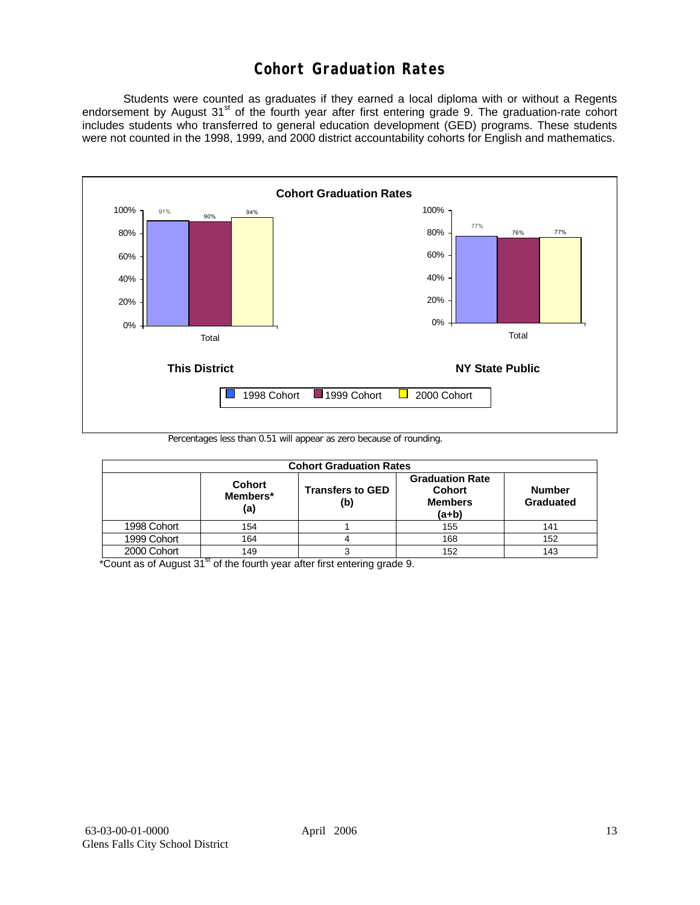# Cohort Graduation Rates

Students were counted as graduates if they earned a local diploma with or without a Regents endorsement by August 31st of the fourth year after first entering grade 9. The graduation-rate cohort includes students who transferred to general education development (GED) programs. These students were not counted in the 1998, 1999, and 2000 district accountability cohorts for English and mathematics.

**Cohort Graduation Rates**

| | 1998 Cohort | 1999 Cohort | 2000 Cohort |
|---|---|---|---|
| This District (Total) | 91% | 90% | 94% |
| NY State Public (Total) | 77% | 76% | 77% |

Percentages less than 0.51 will appear as zero because of rounding.

| Cohort Graduation Rates | | | | |
|---|---|---|---|---|
| | Cohort Members* (a) | Transfers to GED (b) | Graduation Rate Cohort Members (a+b) | Number Graduated |
| 1998 Cohort | 154 | 1 | 155 | 141 |
| 1999 Cohort | 164 | 4 | 168 | 152 |
| 2000 Cohort | 149 | 3 | 152 | 143 |

*Count as of August 31st of the fourth year after first entering grade 9.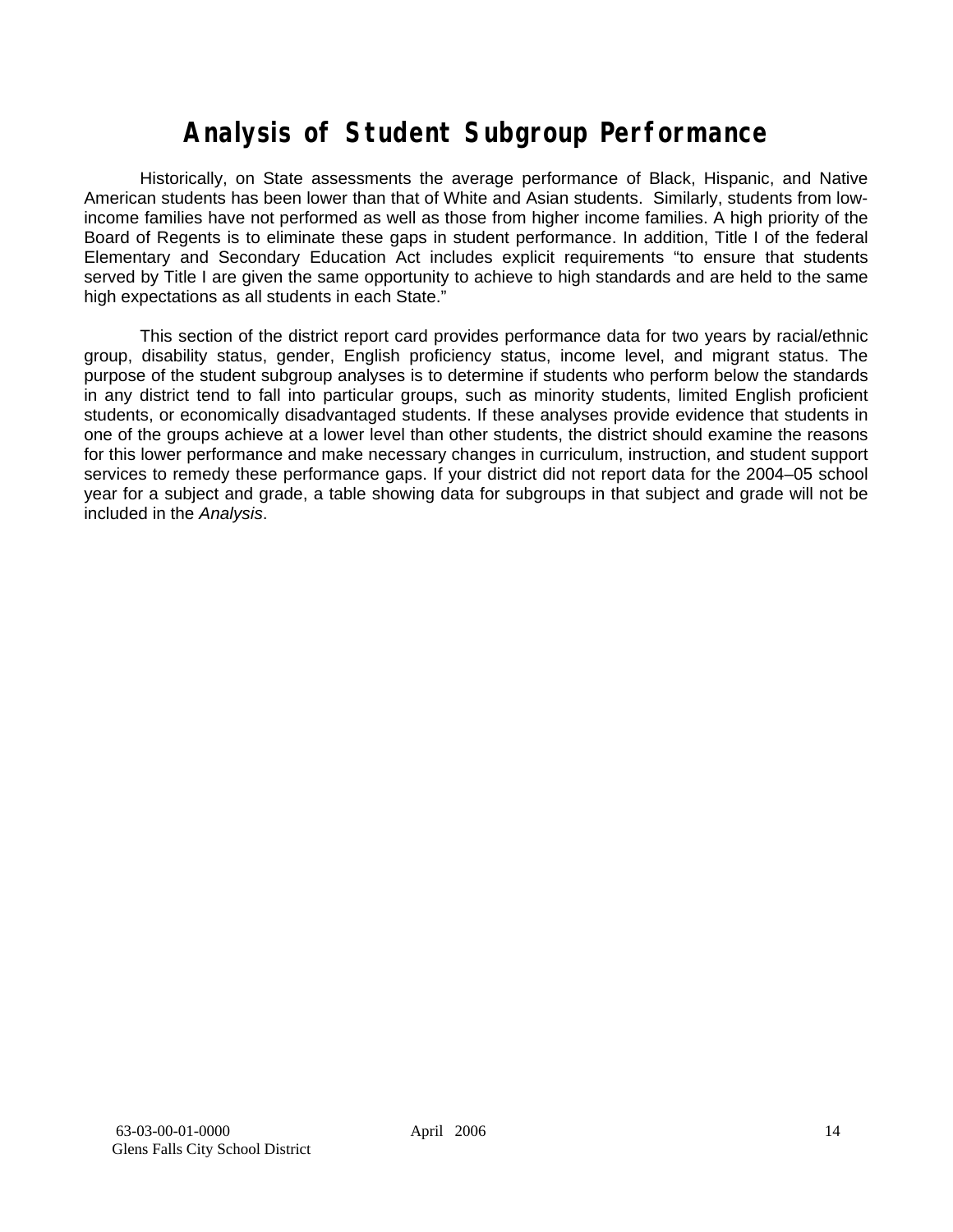# Analysis of Student Subgroup Performance

Historically, on State assessments the average performance of Black, Hispanic, and Native American students has been lower than that of White and Asian students. Similarly, students from low-income families have not performed as well as those from higher income families. A high priority of the Board of Regents is to eliminate these gaps in student performance. In addition, Title I of the federal Elementary and Secondary Education Act includes explicit requirements "to ensure that students served by Title I are given the same opportunity to achieve to high standards and are held to the same high expectations as all students in each State."

This section of the district report card provides performance data for two years by racial/ethnic group, disability status, gender, English proficiency status, income level, and migrant status. The purpose of the student subgroup analyses is to determine if students who perform below the standards in any district tend to fall into particular groups, such as minority students, limited English proficient students, or economically disadvantaged students. If these analyses provide evidence that students in one of the groups achieve at a lower level than other students, the district should examine the reasons for this lower performance and make necessary changes in curriculum, instruction, and student support services to remedy these performance gaps. If your district did not report data for the 2004–05 school year for a subject and grade, a table showing data for subgroups in that subject and grade will not be included in the *Analysis*.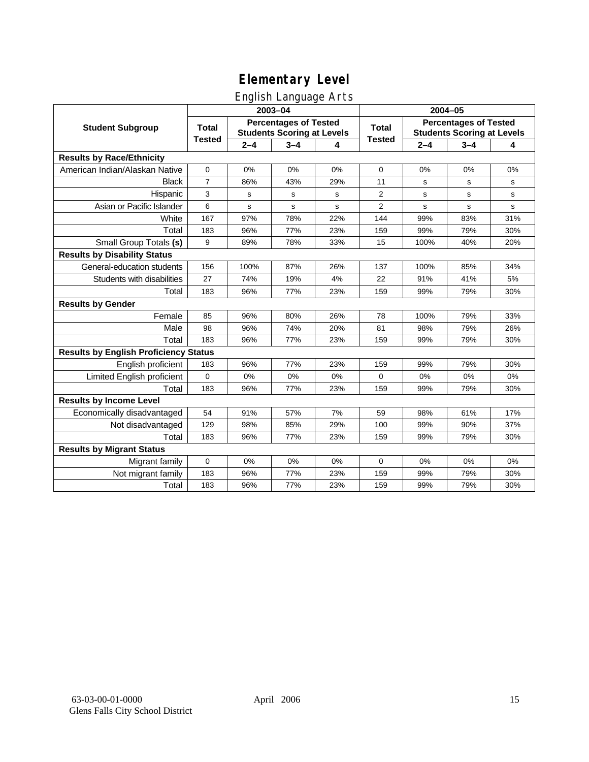# Elementary Level

## English Language Arts

| Student Subgroup | 2003–04 | | | | 2004–05 | | | |
|---|---|---|---|---|---|---|---|---|
| | Total Tested | Percentages of Tested Students Scoring at Levels | | | Total Tested | Percentages of Tested Students Scoring at Levels | | |
| | | 2–4 | 3–4 | 4 | | 2–4 | 3–4 | 4 |
| **Results by Race/Ethnicity** | | | | | | | | |
| American Indian/Alaskan Native | 0 | 0% | 0% | 0% | 0 | 0% | 0% | 0% |
| Black | 7 | 86% | 43% | 29% | 11 | s | s | s |
| Hispanic | 3 | s | s | s | 2 | s | s | s |
| Asian or Pacific Islander | 6 | s | s | s | 2 | s | s | s |
| White | 167 | 97% | 78% | 22% | 144 | 99% | 83% | 31% |
| Total | 183 | 96% | 77% | 23% | 159 | 99% | 79% | 30% |
| Small Group Totals **(s)** | 9 | 89% | 78% | 33% | 15 | 100% | 40% | 20% |
| **Results by Disability Status** | | | | | | | | |
| General-education students | 156 | 100% | 87% | 26% | 137 | 100% | 85% | 34% |
| Students with disabilities | 27 | 74% | 19% | 4% | 22 | 91% | 41% | 5% |
| Total | 183 | 96% | 77% | 23% | 159 | 99% | 79% | 30% |
| **Results by Gender** | | | | | | | | |
| Female | 85 | 96% | 80% | 26% | 78 | 100% | 79% | 33% |
| Male | 98 | 96% | 74% | 20% | 81 | 98% | 79% | 26% |
| Total | 183 | 96% | 77% | 23% | 159 | 99% | 79% | 30% |
| **Results by English Proficiency Status** | | | | | | | | |
| English proficient | 183 | 96% | 77% | 23% | 159 | 99% | 79% | 30% |
| Limited English proficient | 0 | 0% | 0% | 0% | 0 | 0% | 0% | 0% |
| Total | 183 | 96% | 77% | 23% | 159 | 99% | 79% | 30% |
| **Results by Income Level** | | | | | | | | |
| Economically disadvantaged | 54 | 91% | 57% | 7% | 59 | 98% | 61% | 17% |
| Not disadvantaged | 129 | 98% | 85% | 29% | 100 | 99% | 90% | 37% |
| Total | 183 | 96% | 77% | 23% | 159 | 99% | 79% | 30% |
| **Results by Migrant Status** | | | | | | | | |
| Migrant family | 0 | 0% | 0% | 0% | 0 | 0% | 0% | 0% |
| Not migrant family | 183 | 96% | 77% | 23% | 159 | 99% | 79% | 30% |
| Total | 183 | 96% | 77% | 23% | 159 | 99% | 79% | 30% |

63-03-00-01-0000
Glens Falls City School District

April 2006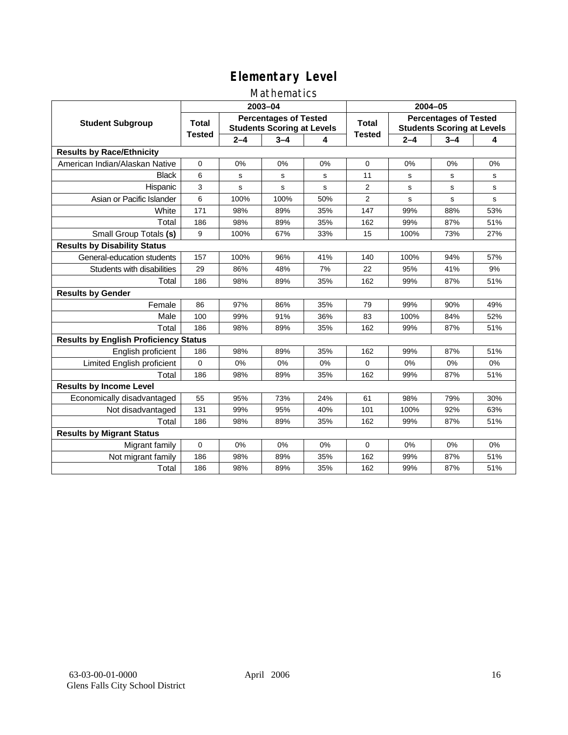# Elementary Level

## Mathematics

| Student Subgroup | 2003–04 | | | | 2004–05 | | | |
|---|---|---|---|---|---|---|---|---|
| | Total Tested | Percentages of Tested Students Scoring at Levels | | | Total Tested | Percentages of Tested Students Scoring at Levels | | |
| | | 2–4 | 3–4 | 4 | | 2–4 | 3–4 | 4 |
| **Results by Race/Ethnicity** | | | | | | | | |
| American Indian/Alaskan Native | 0 | 0% | 0% | 0% | 0 | 0% | 0% | 0% |
| Black | 6 | s | s | s | 11 | s | s | s |
| Hispanic | 3 | s | s | s | 2 | s | s | s |
| Asian or Pacific Islander | 6 | 100% | 100% | 50% | 2 | s | s | s |
| White | 171 | 98% | 89% | 35% | 147 | 99% | 88% | 53% |
| Total | 186 | 98% | 89% | 35% | 162 | 99% | 87% | 51% |
| Small Group Totals **(s)** | 9 | 100% | 67% | 33% | 15 | 100% | 73% | 27% |
| **Results by Disability Status** | | | | | | | | |
| General-education students | 157 | 100% | 96% | 41% | 140 | 100% | 94% | 57% |
| Students with disabilities | 29 | 86% | 48% | 7% | 22 | 95% | 41% | 9% |
| Total | 186 | 98% | 89% | 35% | 162 | 99% | 87% | 51% |
| **Results by Gender** | | | | | | | | |
| Female | 86 | 97% | 86% | 35% | 79 | 99% | 90% | 49% |
| Male | 100 | 99% | 91% | 36% | 83 | 100% | 84% | 52% |
| Total | 186 | 98% | 89% | 35% | 162 | 99% | 87% | 51% |
| **Results by English Proficiency Status** | | | | | | | | |
| English proficient | 186 | 98% | 89% | 35% | 162 | 99% | 87% | 51% |
| Limited English proficient | 0 | 0% | 0% | 0% | 0 | 0% | 0% | 0% |
| Total | 186 | 98% | 89% | 35% | 162 | 99% | 87% | 51% |
| **Results by Income Level** | | | | | | | | |
| Economically disadvantaged | 55 | 95% | 73% | 24% | 61 | 98% | 79% | 30% |
| Not disadvantaged | 131 | 99% | 95% | 40% | 101 | 100% | 92% | 63% |
| Total | 186 | 98% | 89% | 35% | 162 | 99% | 87% | 51% |
| **Results by Migrant Status** | | | | | | | | |
| Migrant family | 0 | 0% | 0% | 0% | 0 | 0% | 0% | 0% |
| Not migrant family | 186 | 98% | 89% | 35% | 162 | 99% | 87% | 51% |
| Total | 186 | 98% | 89% | 35% | 162 | 99% | 87% | 51% |

63-03-00-01-0000
Glens Falls City School District

April 2006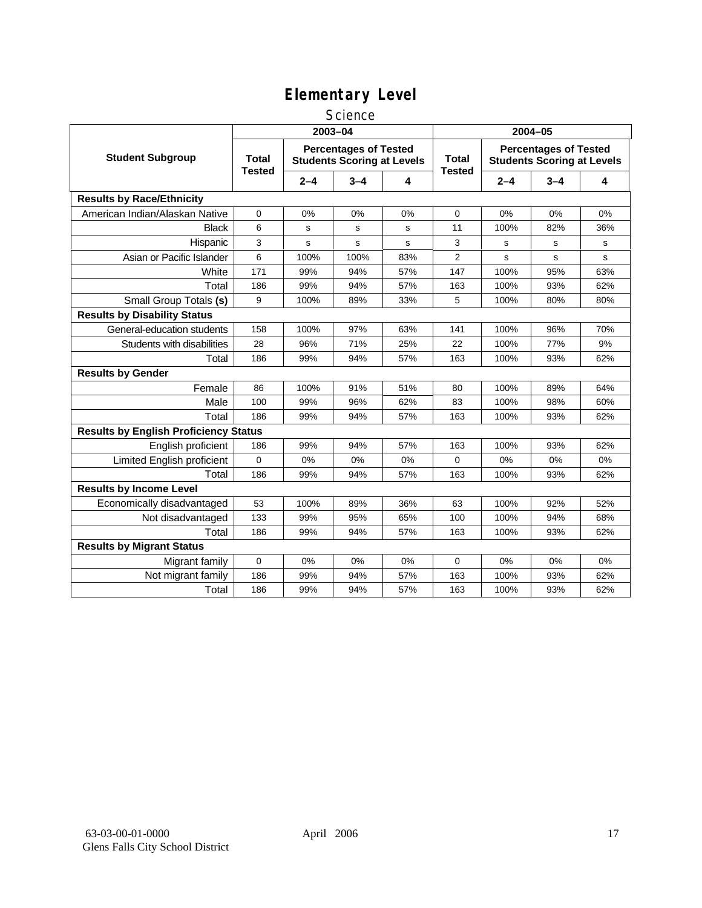# Elementary Level

## Science

| Student Subgroup | 2003–04 | | | | 2004–05 | | | |
|---|---|---|---|---|---|---|---|---|
| | Total Tested | Percentages of Tested Students Scoring at Levels | | | Total Tested | Percentages of Tested Students Scoring at Levels | | |
| | | 2–4 | 3–4 | 4 | | 2–4 | 3–4 | 4 |
| **Results by Race/Ethnicity** | | | | | | | | |
| American Indian/Alaskan Native | 0 | 0% | 0% | 0% | 0 | 0% | 0% | 0% |
| Black | 6 | s | s | s | 11 | 100% | 82% | 36% |
| Hispanic | 3 | s | s | s | 3 | s | s | s |
| Asian or Pacific Islander | 6 | 100% | 100% | 83% | 2 | s | s | s |
| White | 171 | 99% | 94% | 57% | 147 | 100% | 95% | 63% |
| Total | 186 | 99% | 94% | 57% | 163 | 100% | 93% | 62% |
| Small Group Totals **(s)** | 9 | 100% | 89% | 33% | 5 | 100% | 80% | 80% |
| **Results by Disability Status** | | | | | | | | |
| General-education students | 158 | 100% | 97% | 63% | 141 | 100% | 96% | 70% |
| Students with disabilities | 28 | 96% | 71% | 25% | 22 | 100% | 77% | 9% |
| Total | 186 | 99% | 94% | 57% | 163 | 100% | 93% | 62% |
| **Results by Gender** | | | | | | | | |
| Female | 86 | 100% | 91% | 51% | 80 | 100% | 89% | 64% |
| Male | 100 | 99% | 96% | 62% | 83 | 100% | 98% | 60% |
| Total | 186 | 99% | 94% | 57% | 163 | 100% | 93% | 62% |
| **Results by English Proficiency Status** | | | | | | | | |
| English proficient | 186 | 99% | 94% | 57% | 163 | 100% | 93% | 62% |
| Limited English proficient | 0 | 0% | 0% | 0% | 0 | 0% | 0% | 0% |
| Total | 186 | 99% | 94% | 57% | 163 | 100% | 93% | 62% |
| **Results by Income Level** | | | | | | | | |
| Economically disadvantaged | 53 | 100% | 89% | 36% | 63 | 100% | 92% | 52% |
| Not disadvantaged | 133 | 99% | 95% | 65% | 100 | 100% | 94% | 68% |
| Total | 186 | 99% | 94% | 57% | 163 | 100% | 93% | 62% |
| **Results by Migrant Status** | | | | | | | | |
| Migrant family | 0 | 0% | 0% | 0% | 0 | 0% | 0% | 0% |
| Not migrant family | 186 | 99% | 94% | 57% | 163 | 100% | 93% | 62% |
| Total | 186 | 99% | 94% | 57% | 163 | 100% | 93% | 62% |

63-03-00-01-0000 April 2006
Glens Falls City School District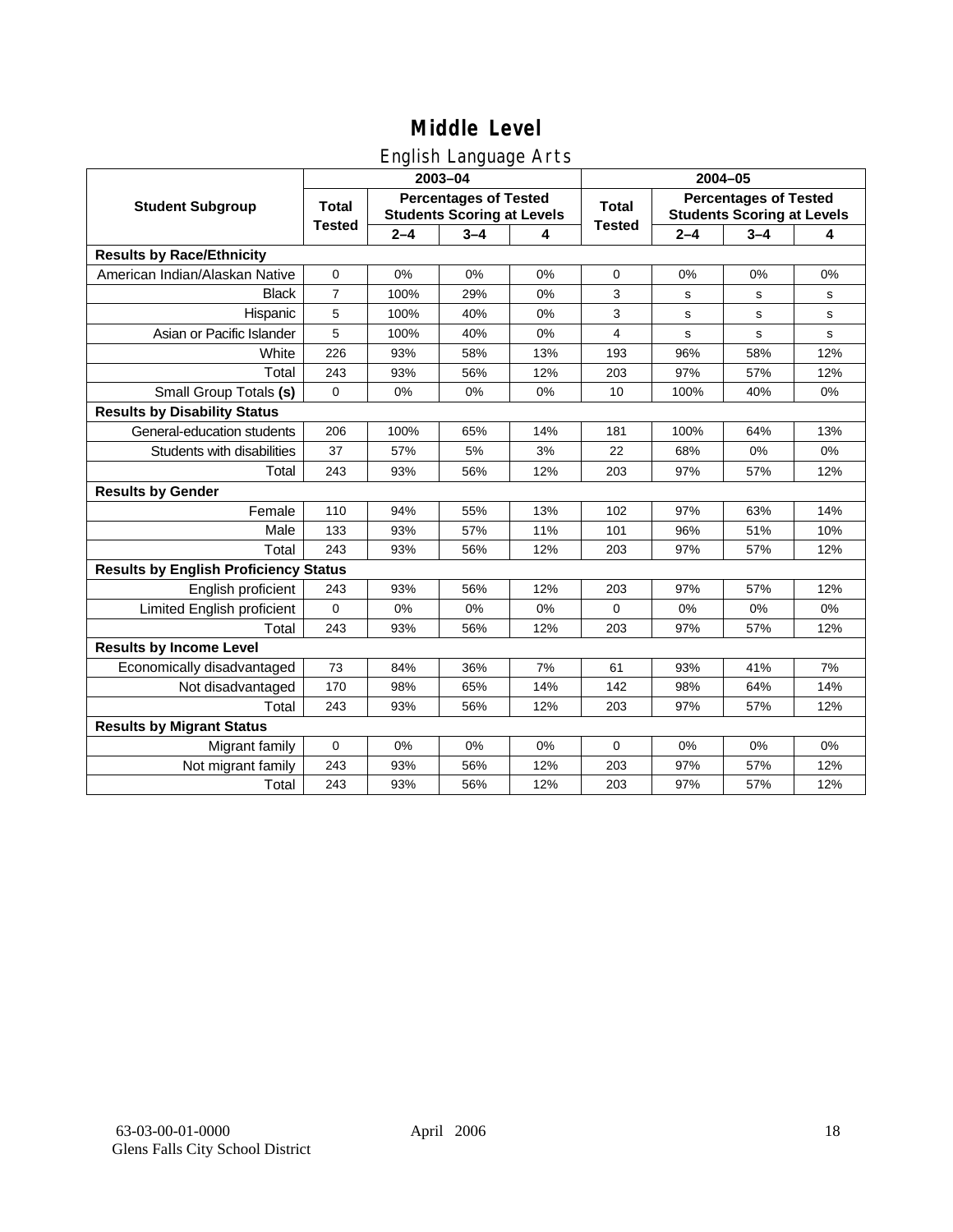# Middle Level

## English Language Arts

| Student Subgroup | 2003–04 | | | | 2004–05 | | | |
|---|---|---|---|---|---|---|---|---|
| | Total Tested | Percentages of Tested Students Scoring at Levels | | | Total Tested | Percentages of Tested Students Scoring at Levels | | |
| | | 2–4 | 3–4 | 4 | | 2–4 | 3–4 | 4 |
| **Results by Race/Ethnicity** | | | | | | | | |
| American Indian/Alaskan Native | 0 | 0% | 0% | 0% | 0 | 0% | 0% | 0% |
| Black | 7 | 100% | 29% | 0% | 3 | s | s | s |
| Hispanic | 5 | 100% | 40% | 0% | 3 | s | s | s |
| Asian or Pacific Islander | 5 | 100% | 40% | 0% | 4 | s | s | s |
| White | 226 | 93% | 58% | 13% | 193 | 96% | 58% | 12% |
| Total | 243 | 93% | 56% | 12% | 203 | 97% | 57% | 12% |
| Small Group Totals **(s)** | 0 | 0% | 0% | 0% | 10 | 100% | 40% | 0% |
| **Results by Disability Status** | | | | | | | | |
| General-education students | 206 | 100% | 65% | 14% | 181 | 100% | 64% | 13% |
| Students with disabilities | 37 | 57% | 5% | 3% | 22 | 68% | 0% | 0% |
| Total | 243 | 93% | 56% | 12% | 203 | 97% | 57% | 12% |
| **Results by Gender** | | | | | | | | |
| Female | 110 | 94% | 55% | 13% | 102 | 97% | 63% | 14% |
| Male | 133 | 93% | 57% | 11% | 101 | 96% | 51% | 10% |
| Total | 243 | 93% | 56% | 12% | 203 | 97% | 57% | 12% |
| **Results by English Proficiency Status** | | | | | | | | |
| English proficient | 243 | 93% | 56% | 12% | 203 | 97% | 57% | 12% |
| Limited English proficient | 0 | 0% | 0% | 0% | 0 | 0% | 0% | 0% |
| Total | 243 | 93% | 56% | 12% | 203 | 97% | 57% | 12% |
| **Results by Income Level** | | | | | | | | |
| Economically disadvantaged | 73 | 84% | 36% | 7% | 61 | 93% | 41% | 7% |
| Not disadvantaged | 170 | 98% | 65% | 14% | 142 | 98% | 64% | 14% |
| Total | 243 | 93% | 56% | 12% | 203 | 97% | 57% | 12% |
| **Results by Migrant Status** | | | | | | | | |
| Migrant family | 0 | 0% | 0% | 0% | 0 | 0% | 0% | 0% |
| Not migrant family | 243 | 93% | 56% | 12% | 203 | 97% | 57% | 12% |
| Total | 243 | 93% | 56% | 12% | 203 | 97% | 57% | 12% |

63-03-00-01-0000
Glens Falls City School District

April 2006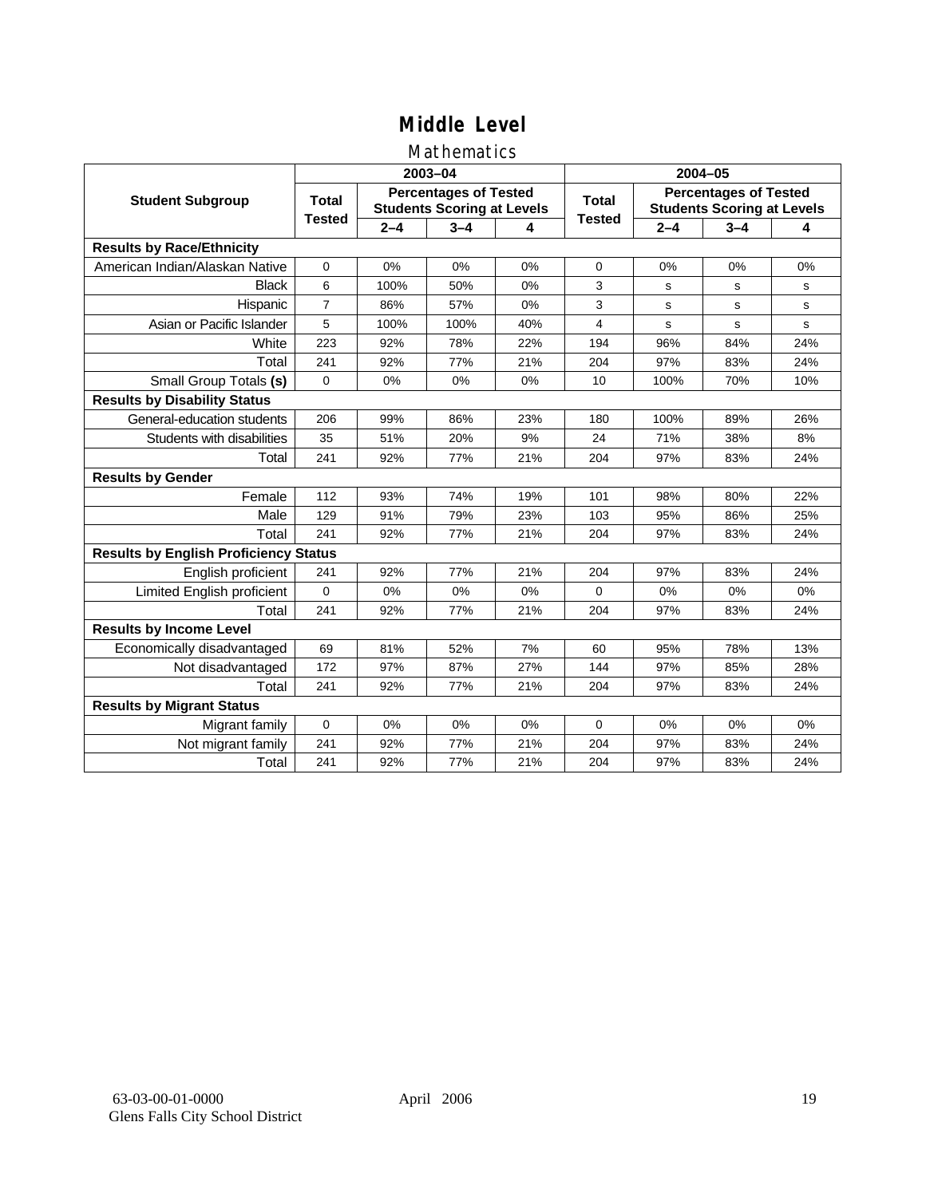# Middle Level

## Mathematics

| Student Subgroup | 2003–04 | | | | 2004–05 | | | |
|---|---|---|---|---|---|---|---|---|
| | Total Tested | Percentages of Tested Students Scoring at Levels | | | Total Tested | Percentages of Tested Students Scoring at Levels | | |
| | | 2–4 | 3–4 | 4 | | 2–4 | 3–4 | 4 |
| **Results by Race/Ethnicity** | | | | | | | | |
| American Indian/Alaskan Native | 0 | 0% | 0% | 0% | 0 | 0% | 0% | 0% |
| Black | 6 | 100% | 50% | 0% | 3 | s | s | s |
| Hispanic | 7 | 86% | 57% | 0% | 3 | s | s | s |
| Asian or Pacific Islander | 5 | 100% | 100% | 40% | 4 | s | s | s |
| White | 223 | 92% | 78% | 22% | 194 | 96% | 84% | 24% |
| Total | 241 | 92% | 77% | 21% | 204 | 97% | 83% | 24% |
| Small Group Totals **(s)** | 0 | 0% | 0% | 0% | 10 | 100% | 70% | 10% |
| **Results by Disability Status** | | | | | | | | |
| General-education students | 206 | 99% | 86% | 23% | 180 | 100% | 89% | 26% |
| Students with disabilities | 35 | 51% | 20% | 9% | 24 | 71% | 38% | 8% |
| Total | 241 | 92% | 77% | 21% | 204 | 97% | 83% | 24% |
| **Results by Gender** | | | | | | | | |
| Female | 112 | 93% | 74% | 19% | 101 | 98% | 80% | 22% |
| Male | 129 | 91% | 79% | 23% | 103 | 95% | 86% | 25% |
| Total | 241 | 92% | 77% | 21% | 204 | 97% | 83% | 24% |
| **Results by English Proficiency Status** | | | | | | | | |
| English proficient | 241 | 92% | 77% | 21% | 204 | 97% | 83% | 24% |
| Limited English proficient | 0 | 0% | 0% | 0% | 0 | 0% | 0% | 0% |
| Total | 241 | 92% | 77% | 21% | 204 | 97% | 83% | 24% |
| **Results by Income Level** | | | | | | | | |
| Economically disadvantaged | 69 | 81% | 52% | 7% | 60 | 95% | 78% | 13% |
| Not disadvantaged | 172 | 97% | 87% | 27% | 144 | 97% | 85% | 28% |
| Total | 241 | 92% | 77% | 21% | 204 | 97% | 83% | 24% |
| **Results by Migrant Status** | | | | | | | | |
| Migrant family | 0 | 0% | 0% | 0% | 0 | 0% | 0% | 0% |
| Not migrant family | 241 | 92% | 77% | 21% | 204 | 97% | 83% | 24% |
| Total | 241 | 92% | 77% | 21% | 204 | 97% | 83% | 24% |

63-03-00-01-0000
Glens Falls City School District

April 2006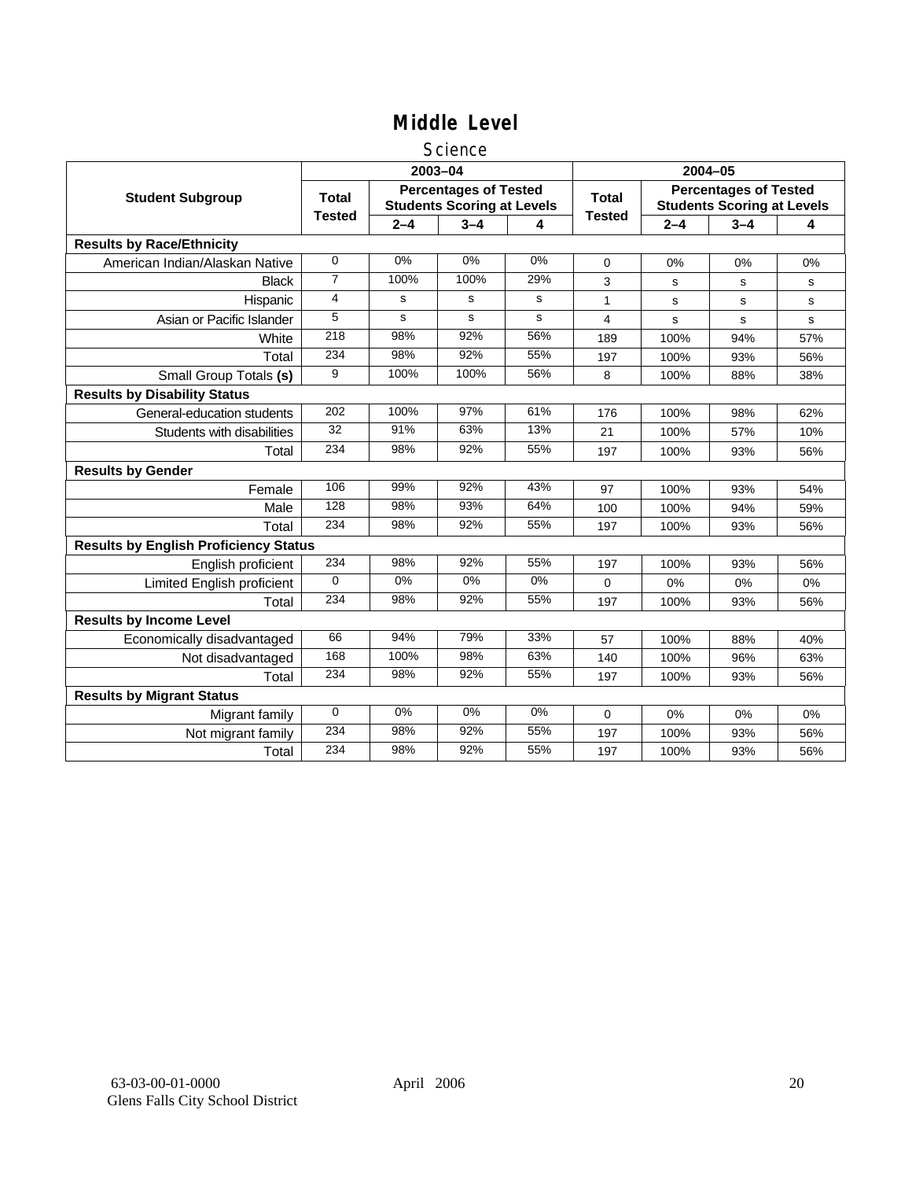# Middle Level

## Science

| Student Subgroup | 2003–04 | | | | 2004–05 | | | |
|---|---|---|---|---|---|---|---|---|
| | Total Tested | Percentages of Tested Students Scoring at Levels | | | Total Tested | Percentages of Tested Students Scoring at Levels | | |
| | | 2–4 | 3–4 | 4 | | 2–4 | 3–4 | 4 |
| **Results by Race/Ethnicity** | | | | | | | | |
| American Indian/Alaskan Native | 0 | 0% | 0% | 0% | 0 | 0% | 0% | 0% |
| Black | 7 | 100% | 100% | 29% | 3 | s | s | s |
| Hispanic | 4 | s | s | s | 1 | s | s | s |
| Asian or Pacific Islander | 5 | s | s | s | 4 | s | s | s |
| White | 218 | 98% | 92% | 56% | 189 | 100% | 94% | 57% |
| Total | 234 | 98% | 92% | 55% | 197 | 100% | 93% | 56% |
| Small Group Totals **(s)** | 9 | 100% | 100% | 56% | 8 | 100% | 88% | 38% |
| **Results by Disability Status** | | | | | | | | |
| General-education students | 202 | 100% | 97% | 61% | 176 | 100% | 98% | 62% |
| Students with disabilities | 32 | 91% | 63% | 13% | 21 | 100% | 57% | 10% |
| Total | 234 | 98% | 92% | 55% | 197 | 100% | 93% | 56% |
| **Results by Gender** | | | | | | | | |
| Female | 106 | 99% | 92% | 43% | 97 | 100% | 93% | 54% |
| Male | 128 | 98% | 93% | 64% | 100 | 100% | 94% | 59% |
| Total | 234 | 98% | 92% | 55% | 197 | 100% | 93% | 56% |
| **Results by English Proficiency Status** | | | | | | | | |
| English proficient | 234 | 98% | 92% | 55% | 197 | 100% | 93% | 56% |
| Limited English proficient | 0 | 0% | 0% | 0% | 0 | 0% | 0% | 0% |
| Total | 234 | 98% | 92% | 55% | 197 | 100% | 93% | 56% |
| **Results by Income Level** | | | | | | | | |
| Economically disadvantaged | 66 | 94% | 79% | 33% | 57 | 100% | 88% | 40% |
| Not disadvantaged | 168 | 100% | 98% | 63% | 140 | 100% | 96% | 63% |
| Total | 234 | 98% | 92% | 55% | 197 | 100% | 93% | 56% |
| **Results by Migrant Status** | | | | | | | | |
| Migrant family | 0 | 0% | 0% | 0% | 0 | 0% | 0% | 0% |
| Not migrant family | 234 | 98% | 92% | 55% | 197 | 100% | 93% | 56% |
| Total | 234 | 98% | 92% | 55% | 197 | 100% | 93% | 56% |

63-03-00-01-0000 April 2006
Glens Falls City School District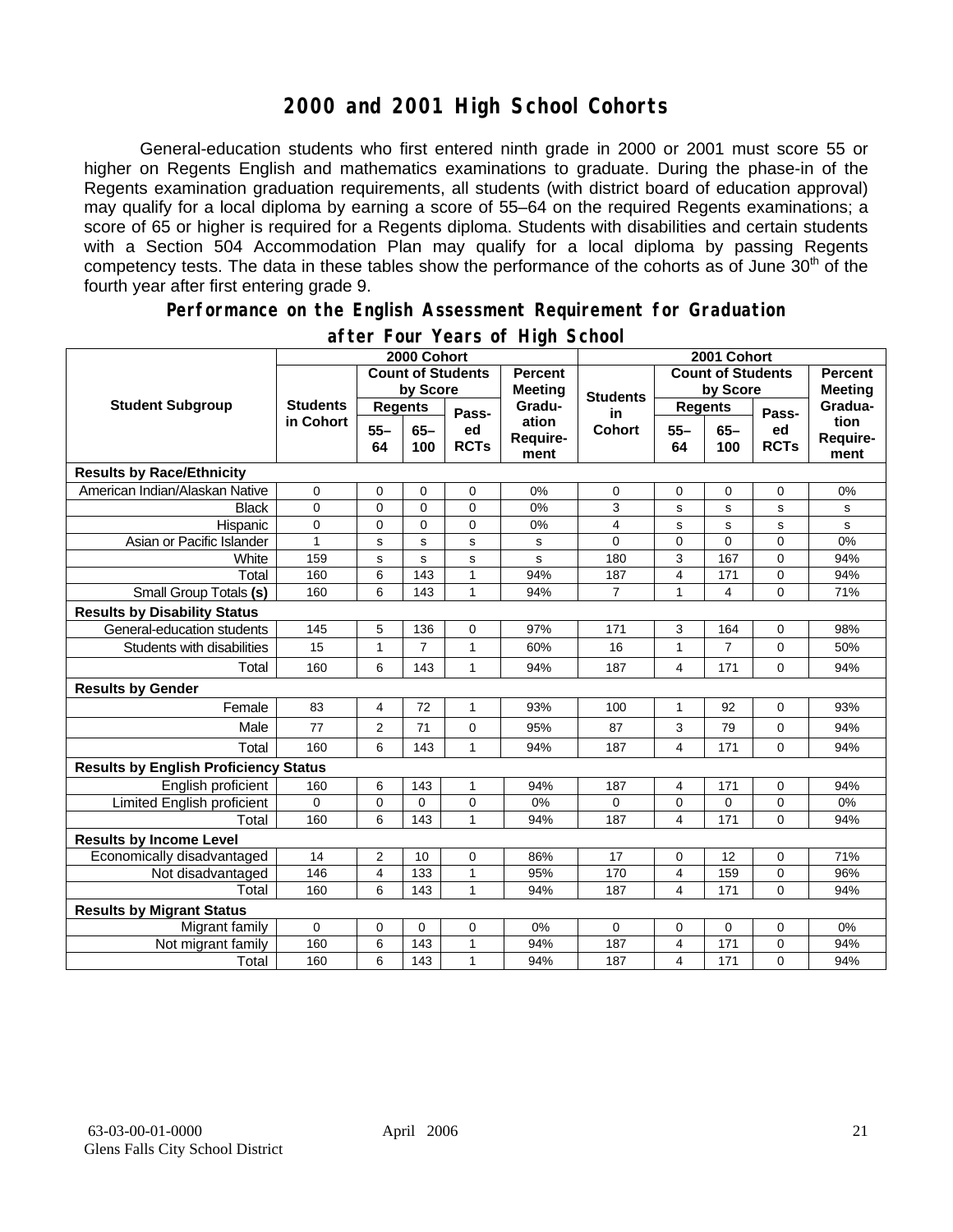# 2000 and 2001 High School Cohorts

General-education students who first entered ninth grade in 2000 or 2001 must score 55 or higher on Regents English and mathematics examinations to graduate. During the phase-in of the Regents examination graduation requirements, all students (with district board of education approval) may qualify for a local diploma by earning a score of 55–64 on the required Regents examinations; a score of 65 or higher is required for a Regents diploma. Students with disabilities and certain students with a Section 504 Accommodation Plan may qualify for a local diploma by passing Regents competency tests. The data in these tables show the performance of the cohorts as of June 30th of the fourth year after first entering grade 9.

## Performance on the English Assessment Requirement for Graduation after Four Years of High School

| Student Subgroup | 2000 Cohort | | | | | 2001 Cohort | | | | |
|---|---|---|---|---|---|---|---|---|---|---|
| | Students in Cohort | Count of Students by Score | | | Percent Meeting Graduation Requirement | Students in Cohort | Count of Students by Score | | | Percent Meeting Graduation Requirement |
| | | Regents 55–64 | Regents 65–100 | Passed RCTs | | | Regents 55–64 | Regents 65–100 | Passed RCTs | |
| **Results by Race/Ethnicity** | | | | | | | | | | |
| American Indian/Alaskan Native | 0 | 0 | 0 | 0 | 0% | 0 | 0 | 0 | 0 | 0% |
| Black | 0 | 0 | 0 | 0 | 0% | 3 | s | s | s | s |
| Hispanic | 0 | 0 | 0 | 0 | 0% | 4 | s | s | s | s |
| Asian or Pacific Islander | 1 | s | s | s | s | 0 | 0 | 0 | 0 | 0% |
| White | 159 | s | s | s | s | 180 | 3 | 167 | 0 | 94% |
| Total | 160 | 6 | 143 | 1 | 94% | 187 | 4 | 171 | 0 | 94% |
| Small Group Totals **(s)** | 160 | 6 | 143 | 1 | 94% | 7 | 1 | 4 | 0 | 71% |
| **Results by Disability Status** | | | | | | | | | | |
| General-education students | 145 | 5 | 136 | 0 | 97% | 171 | 3 | 164 | 0 | 98% |
| Students with disabilities | 15 | 1 | 7 | 1 | 60% | 16 | 1 | 7 | 0 | 50% |
| Total | 160 | 6 | 143 | 1 | 94% | 187 | 4 | 171 | 0 | 94% |
| **Results by Gender** | | | | | | | | | | |
| Female | 83 | 4 | 72 | 1 | 93% | 100 | 1 | 92 | 0 | 93% |
| Male | 77 | 2 | 71 | 0 | 95% | 87 | 3 | 79 | 0 | 94% |
| Total | 160 | 6 | 143 | 1 | 94% | 187 | 4 | 171 | 0 | 94% |
| **Results by English Proficiency Status** | | | | | | | | | | |
| English proficient | 160 | 6 | 143 | 1 | 94% | 187 | 4 | 171 | 0 | 94% |
| Limited English proficient | 0 | 0 | 0 | 0 | 0% | 0 | 0 | 0 | 0 | 0% |
| Total | 160 | 6 | 143 | 1 | 94% | 187 | 4 | 171 | 0 | 94% |
| **Results by Income Level** | | | | | | | | | | |
| Economically disadvantaged | 14 | 2 | 10 | 0 | 86% | 17 | 0 | 12 | 0 | 71% |
| Not disadvantaged | 146 | 4 | 133 | 1 | 95% | 170 | 4 | 159 | 0 | 96% |
| Total | 160 | 6 | 143 | 1 | 94% | 187 | 4 | 171 | 0 | 94% |
| **Results by Migrant Status** | | | | | | | | | | |
| Migrant family | 0 | 0 | 0 | 0 | 0% | 0 | 0 | 0 | 0 | 0% |
| Not migrant family | 160 | 6 | 143 | 1 | 94% | 187 | 4 | 171 | 0 | 94% |
| Total | 160 | 6 | 143 | 1 | 94% | 187 | 4 | 171 | 0 | 94% |

63-03-00-01-0000 April 2006
Glens Falls City School District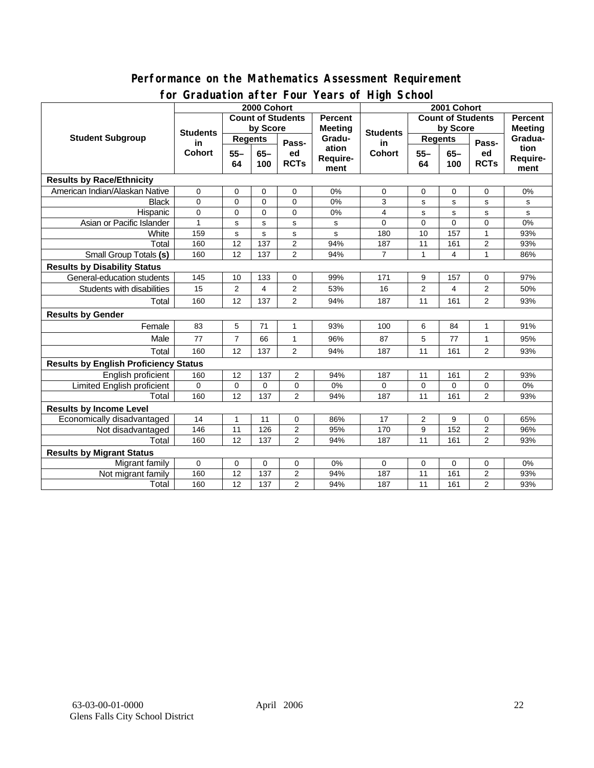## Performance on the Mathematics Assessment Requirement for Graduation after Four Years of High School

| Student Subgroup | 2000 Cohort | | | | | 2001 Cohort | | | | |
|---|---|---|---|---|---|---|---|---|---|---|
| | Students in Cohort | Count of Students by Score | | | Percent Meeting Graduation Requirement | Students in Cohort | Count of Students by Score | | | Percent Meeting Graduation Requirement |
| | | Regents 55–64 | Regents 65–100 | Passed RCTs | | | Regents 55–64 | Regents 65–100 | Passed RCTs | |
| **Results by Race/Ethnicity** | | | | | | | | | | |
| American Indian/Alaskan Native | 0 | 0 | 0 | 0 | 0% | 0 | 0 | 0 | 0 | 0% |
| Black | 0 | 0 | 0 | 0 | 0% | 3 | s | s | s | s |
| Hispanic | 0 | 0 | 0 | 0 | 0% | 4 | s | s | s | s |
| Asian or Pacific Islander | 1 | s | s | s | s | 0 | 0 | 0 | 0 | 0% |
| White | 159 | s | s | s | s | 180 | 10 | 157 | 1 | 93% |
| Total | 160 | 12 | 137 | 2 | 94% | 187 | 11 | 161 | 2 | 93% |
| Small Group Totals **(s)** | 160 | 12 | 137 | 2 | 94% | 7 | 1 | 4 | 1 | 86% |
| **Results by Disability Status** | | | | | | | | | | |
| General-education students | 145 | 10 | 133 | 0 | 99% | 171 | 9 | 157 | 0 | 97% |
| Students with disabilities | 15 | 2 | 4 | 2 | 53% | 16 | 2 | 4 | 2 | 50% |
| Total | 160 | 12 | 137 | 2 | 94% | 187 | 11 | 161 | 2 | 93% |
| **Results by Gender** | | | | | | | | | | |
| Female | 83 | 5 | 71 | 1 | 93% | 100 | 6 | 84 | 1 | 91% |
| Male | 77 | 7 | 66 | 1 | 96% | 87 | 5 | 77 | 1 | 95% |
| Total | 160 | 12 | 137 | 2 | 94% | 187 | 11 | 161 | 2 | 93% |
| **Results by English Proficiency Status** | | | | | | | | | | |
| English proficient | 160 | 12 | 137 | 2 | 94% | 187 | 11 | 161 | 2 | 93% |
| Limited English proficient | 0 | 0 | 0 | 0 | 0% | 0 | 0 | 0 | 0 | 0% |
| Total | 160 | 12 | 137 | 2 | 94% | 187 | 11 | 161 | 2 | 93% |
| **Results by Income Level** | | | | | | | | | | |
| Economically disadvantaged | 14 | 1 | 11 | 0 | 86% | 17 | 2 | 9 | 0 | 65% |
| Not disadvantaged | 146 | 11 | 126 | 2 | 95% | 170 | 9 | 152 | 2 | 96% |
| Total | 160 | 12 | 137 | 2 | 94% | 187 | 11 | 161 | 2 | 93% |
| **Results by Migrant Status** | | | | | | | | | | |
| Migrant family | 0 | 0 | 0 | 0 | 0% | 0 | 0 | 0 | 0 | 0% |
| Not migrant family | 160 | 12 | 137 | 2 | 94% | 187 | 11 | 161 | 2 | 93% |
| Total | 160 | 12 | 137 | 2 | 94% | 187 | 11 | 161 | 2 | 93% |

63-03-00-01-0000 April 2006
Glens Falls City School District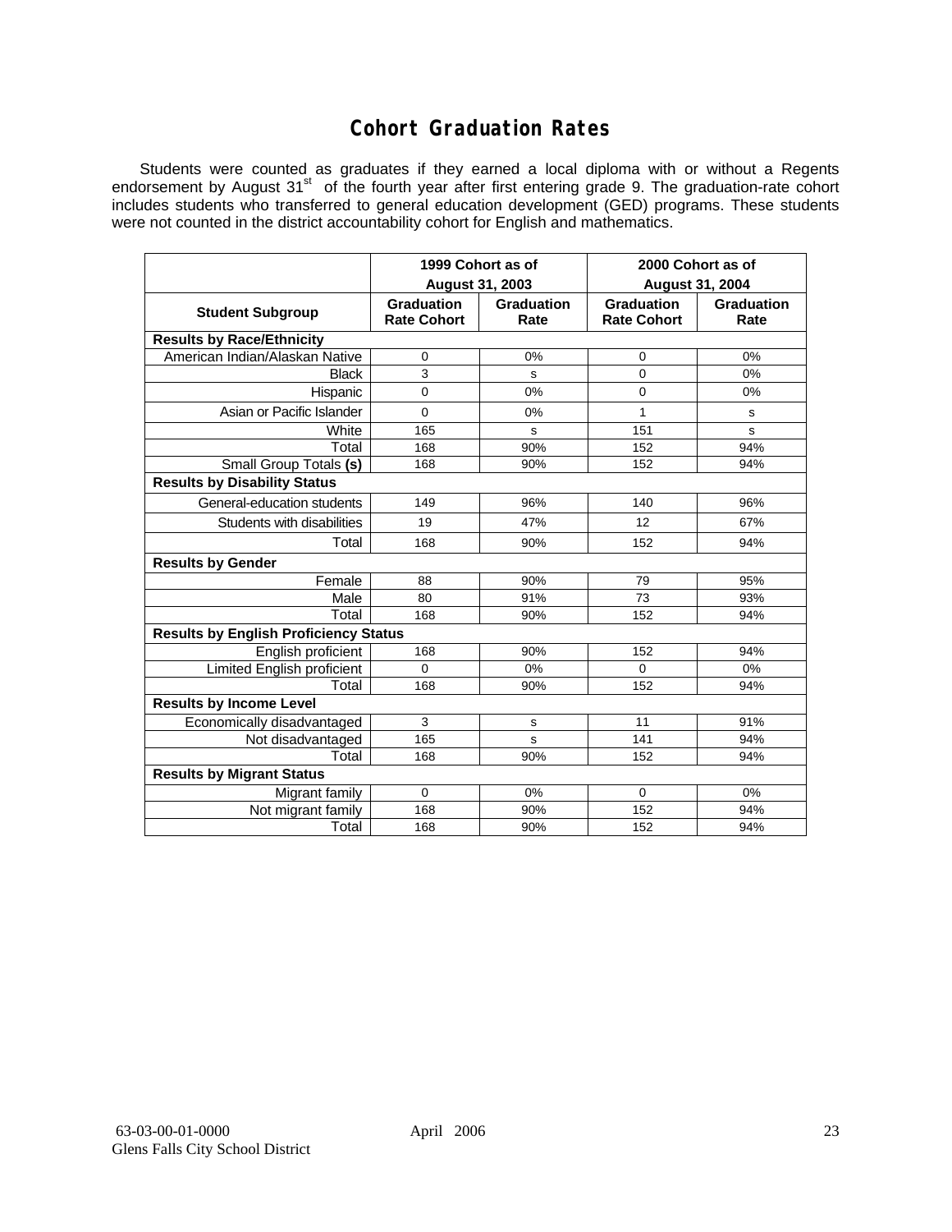# Cohort Graduation Rates

Students were counted as graduates if they earned a local diploma with or without a Regents endorsement by August 31st of the fourth year after first entering grade 9. The graduation-rate cohort includes students who transferred to general education development (GED) programs. These students were not counted in the district accountability cohort for English and mathematics.

| | 1999 Cohort as of August 31, 2003 | | 2000 Cohort as of August 31, 2004 | |
|---|---|---|---|---|
| **Student Subgroup** | **Graduation Rate Cohort** | **Graduation Rate** | **Graduation Rate Cohort** | **Graduation Rate** |
| **Results by Race/Ethnicity** | | | | |
| American Indian/Alaskan Native | 0 | 0% | 0 | 0% |
| Black | 3 | s | 0 | 0% |
| Hispanic | 0 | 0% | 0 | 0% |
| Asian or Pacific Islander | 0 | 0% | 1 | s |
| White | 165 | s | 151 | s |
| Total | 168 | 90% | 152 | 94% |
| Small Group Totals **(s)** | 168 | 90% | 152 | 94% |
| **Results by Disability Status** | | | | |
| General-education students | 149 | 96% | 140 | 96% |
| Students with disabilities | 19 | 47% | 12 | 67% |
| Total | 168 | 90% | 152 | 94% |
| **Results by Gender** | | | | |
| Female | 88 | 90% | 79 | 95% |
| Male | 80 | 91% | 73 | 93% |
| Total | 168 | 90% | 152 | 94% |
| **Results by English Proficiency Status** | | | | |
| English proficient | 168 | 90% | 152 | 94% |
| Limited English proficient | 0 | 0% | 0 | 0% |
| Total | 168 | 90% | 152 | 94% |
| **Results by Income Level** | | | | |
| Economically disadvantaged | 3 | s | 11 | 91% |
| Not disadvantaged | 165 | s | 141 | 94% |
| Total | 168 | 90% | 152 | 94% |
| **Results by Migrant Status** | | | | |
| Migrant family | 0 | 0% | 0 | 0% |
| Not migrant family | 168 | 90% | 152 | 94% |
| Total | 168 | 90% | 152 | 94% |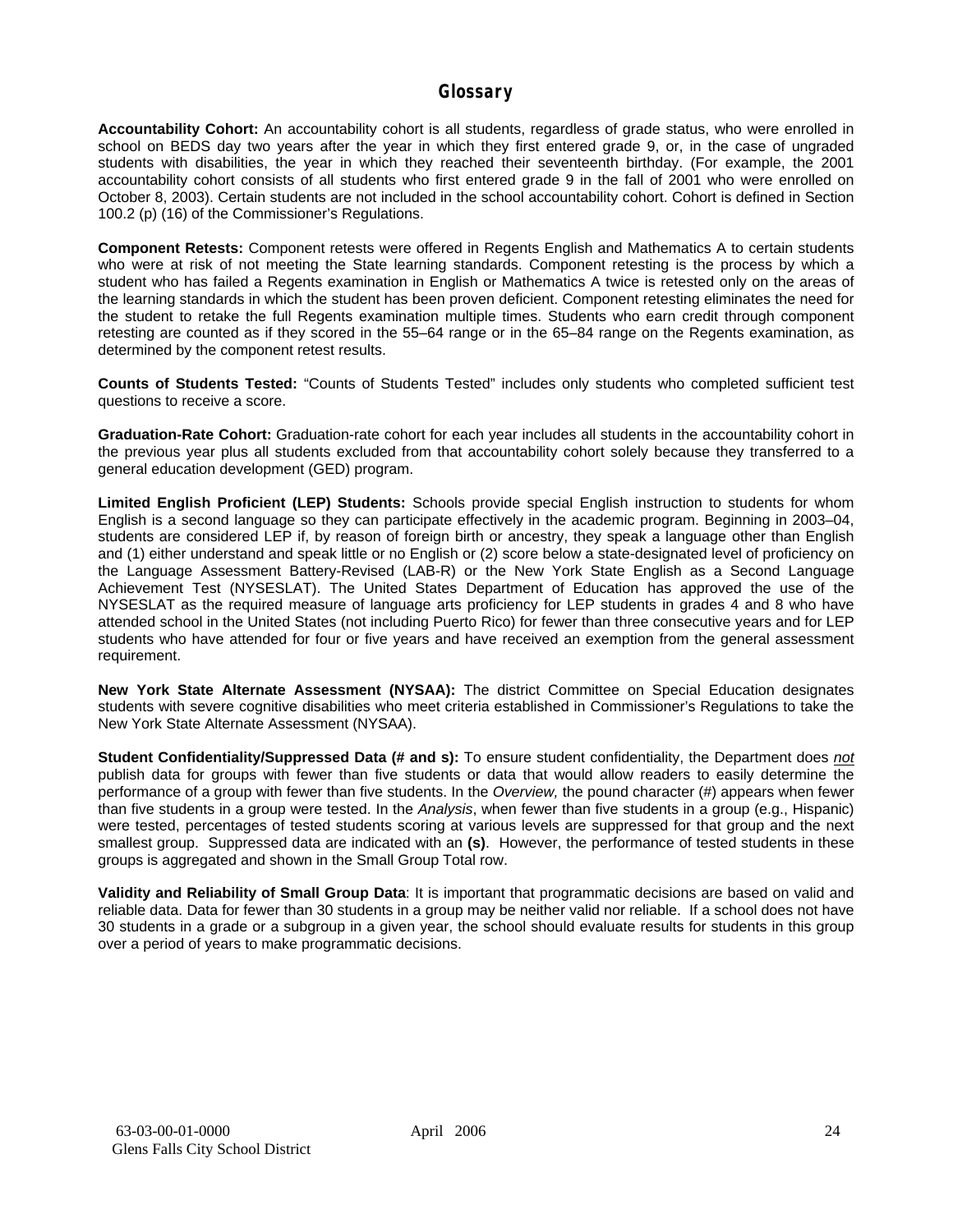# Glossary

**Accountability Cohort:** An accountability cohort is all students, regardless of grade status, who were enrolled in school on BEDS day two years after the year in which they first entered grade 9, or, in the case of ungraded students with disabilities, the year in which they reached their seventeenth birthday. (For example, the 2001 accountability cohort consists of all students who first entered grade 9 in the fall of 2001 who were enrolled on October 8, 2003). Certain students are not included in the school accountability cohort. Cohort is defined in Section 100.2 (p) (16) of the Commissioner's Regulations.

**Component Retests:** Component retests were offered in Regents English and Mathematics A to certain students who were at risk of not meeting the State learning standards. Component retesting is the process by which a student who has failed a Regents examination in English or Mathematics A twice is retested only on the areas of the learning standards in which the student has been proven deficient. Component retesting eliminates the need for the student to retake the full Regents examination multiple times. Students who earn credit through component retesting are counted as if they scored in the 55–64 range or in the 65–84 range on the Regents examination, as determined by the component retest results.

**Counts of Students Tested:** "Counts of Students Tested" includes only students who completed sufficient test questions to receive a score.

**Graduation-Rate Cohort:** Graduation-rate cohort for each year includes all students in the accountability cohort in the previous year plus all students excluded from that accountability cohort solely because they transferred to a general education development (GED) program.

**Limited English Proficient (LEP) Students:** Schools provide special English instruction to students for whom English is a second language so they can participate effectively in the academic program. Beginning in 2003–04, students are considered LEP if, by reason of foreign birth or ancestry, they speak a language other than English and (1) either understand and speak little or no English or (2) score below a state-designated level of proficiency on the Language Assessment Battery-Revised (LAB-R) or the New York State English as a Second Language Achievement Test (NYSESLAT). The United States Department of Education has approved the use of the NYSESLAT as the required measure of language arts proficiency for LEP students in grades 4 and 8 who have attended school in the United States (not including Puerto Rico) for fewer than three consecutive years and for LEP students who have attended for four or five years and have received an exemption from the general assessment requirement.

**New York State Alternate Assessment (NYSAA):** The district Committee on Special Education designates students with severe cognitive disabilities who meet criteria established in Commissioner's Regulations to take the New York State Alternate Assessment (NYSAA).

**Student Confidentiality/Suppressed Data (# and s):** To ensure student confidentiality, the Department does *not* publish data for groups with fewer than five students or data that would allow readers to easily determine the performance of a group with fewer than five students. In the *Overview,* the pound character (#) appears when fewer than five students in a group were tested. In the *Analysis*, when fewer than five students in a group (e.g., Hispanic) were tested, percentages of tested students scoring at various levels are suppressed for that group and the next smallest group. Suppressed data are indicated with an **(s)**. However, the performance of tested students in these groups is aggregated and shown in the Small Group Total row.

**Validity and Reliability of Small Group Data**: It is important that programmatic decisions are based on valid and reliable data. Data for fewer than 30 students in a group may be neither valid nor reliable. If a school does not have 30 students in a grade or a subgroup in a given year, the school should evaluate results for students in this group over a period of years to make programmatic decisions.